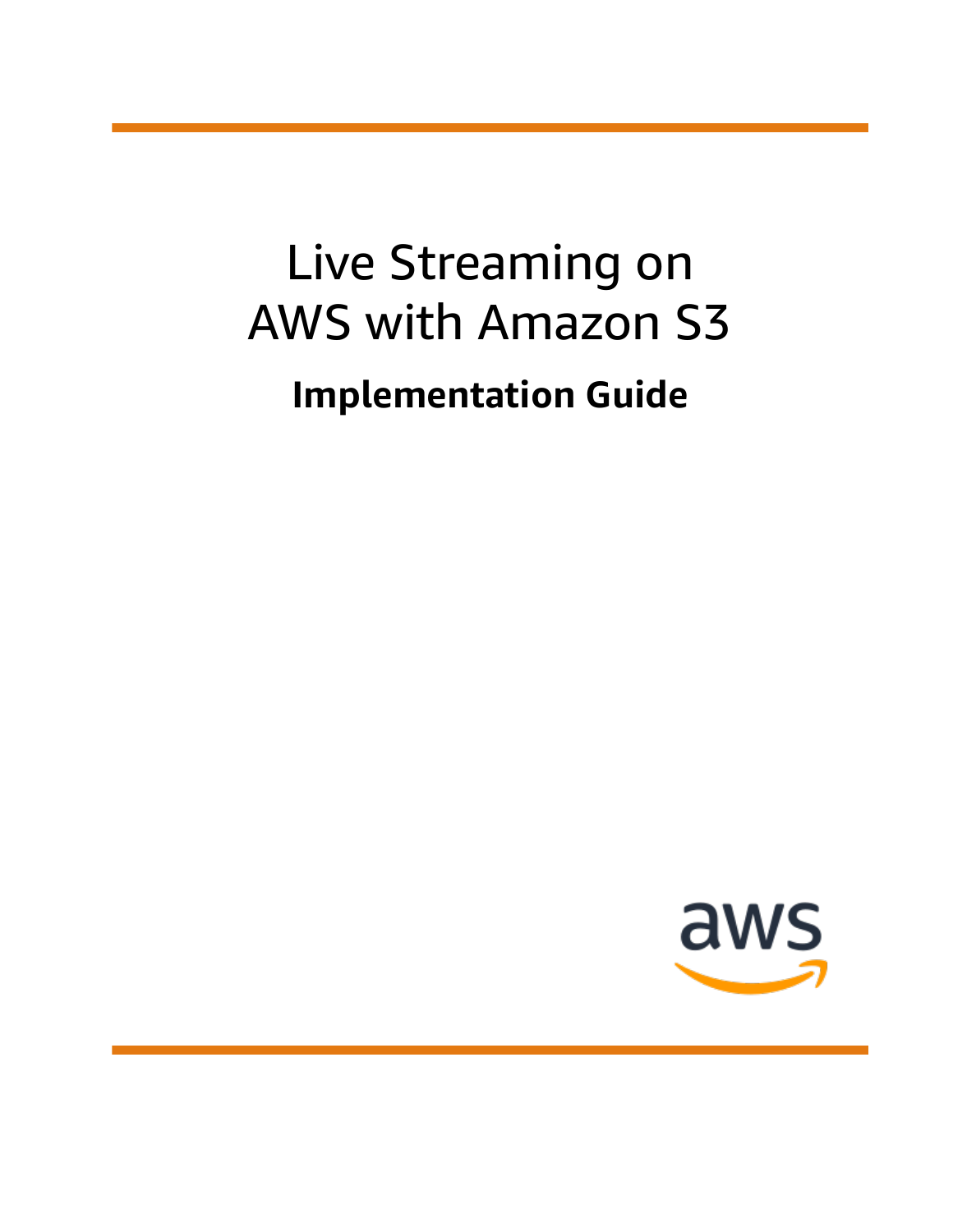# Live Streaming on AWS with Amazon S3

## Implementation Guide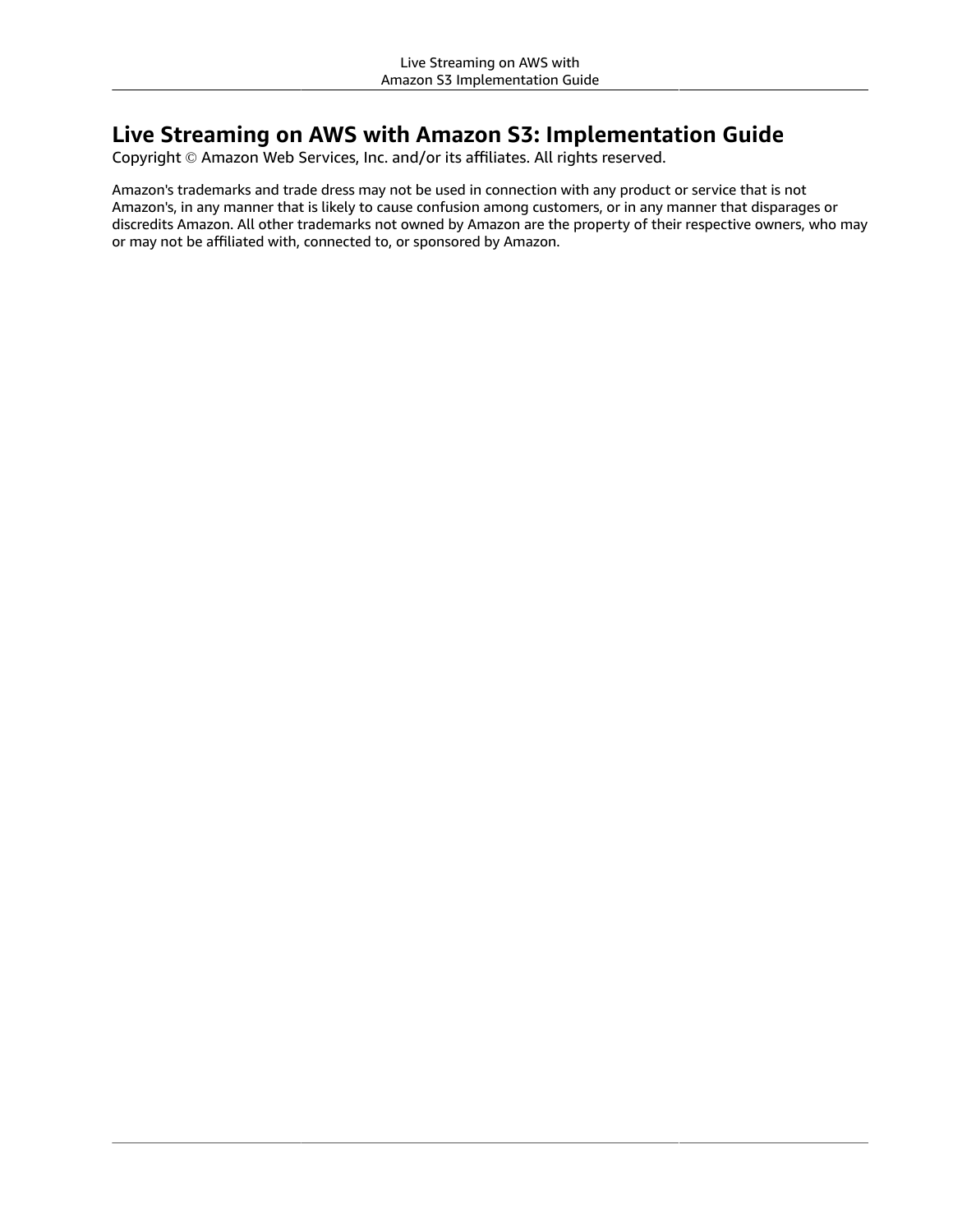# Live Streaming on AWS with Amazon S3: Implementation Guide

Copyright © Amazon Web Services, Inc. and/or its affiliates. All rights reserved.

Amazon's trademarks and trade dress may not be used in connection with any product or service that is not Amazon's, in any manner that is likely to cause confusion among customers, or in any manner that disparages or discredits Amazon. All other trademarks not owned by Amazon are the property of their respective owners, who may or may not be affiliated with, connected to, or sponsored by Amazon.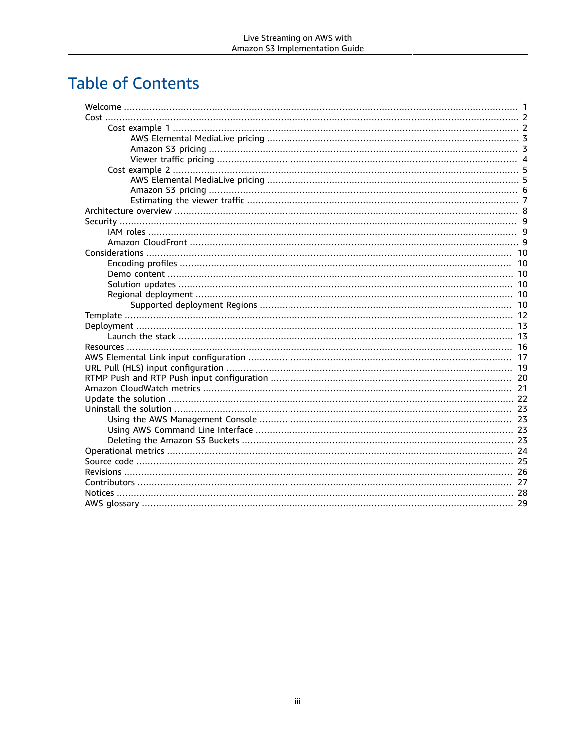# Table of Contents

- Welcome ... 1
- Cost ... 2
  - Cost example 1 ... 2
    - AWS Elemental MediaLive pricing ... 3
    - Amazon S3 pricing ... 3
    - Viewer traffic pricing ... 4
  - Cost example 2 ... 5
    - AWS Elemental MediaLive pricing ... 5
    - Amazon S3 pricing ... 6
    - Estimating the viewer traffic ... 7
- Architecture overview ... 8
- Security ... 9
  - IAM roles ... 9
  - Amazon CloudFront ... 9
- Considerations ... 10
  - Encoding profiles ... 10
  - Demo content ... 10
  - Solution updates ... 10
  - Regional deployment ... 10
    - Supported deployment Regions ... 10
- Template ... 12
- Deployment ... 13
  - Launch the stack ... 13
- Resources ... 16
- AWS Elemental Link input configuration ... 17
- URL Pull (HLS) input configuration ... 19
- RTMP Push and RTP Push input configuration ... 20
- Amazon CloudWatch metrics ... 21
- Update the solution ... 22
- Uninstall the solution ... 23
  - Using the AWS Management Console ... 23
  - Using AWS Command Line Interface ... 23
  - Deleting the Amazon S3 Buckets ... 23
- Operational metrics ... 24
- Source code ... 25
- Revisions ... 26
- Contributors ... 27
- Notices ... 28
- AWS glossary ... 29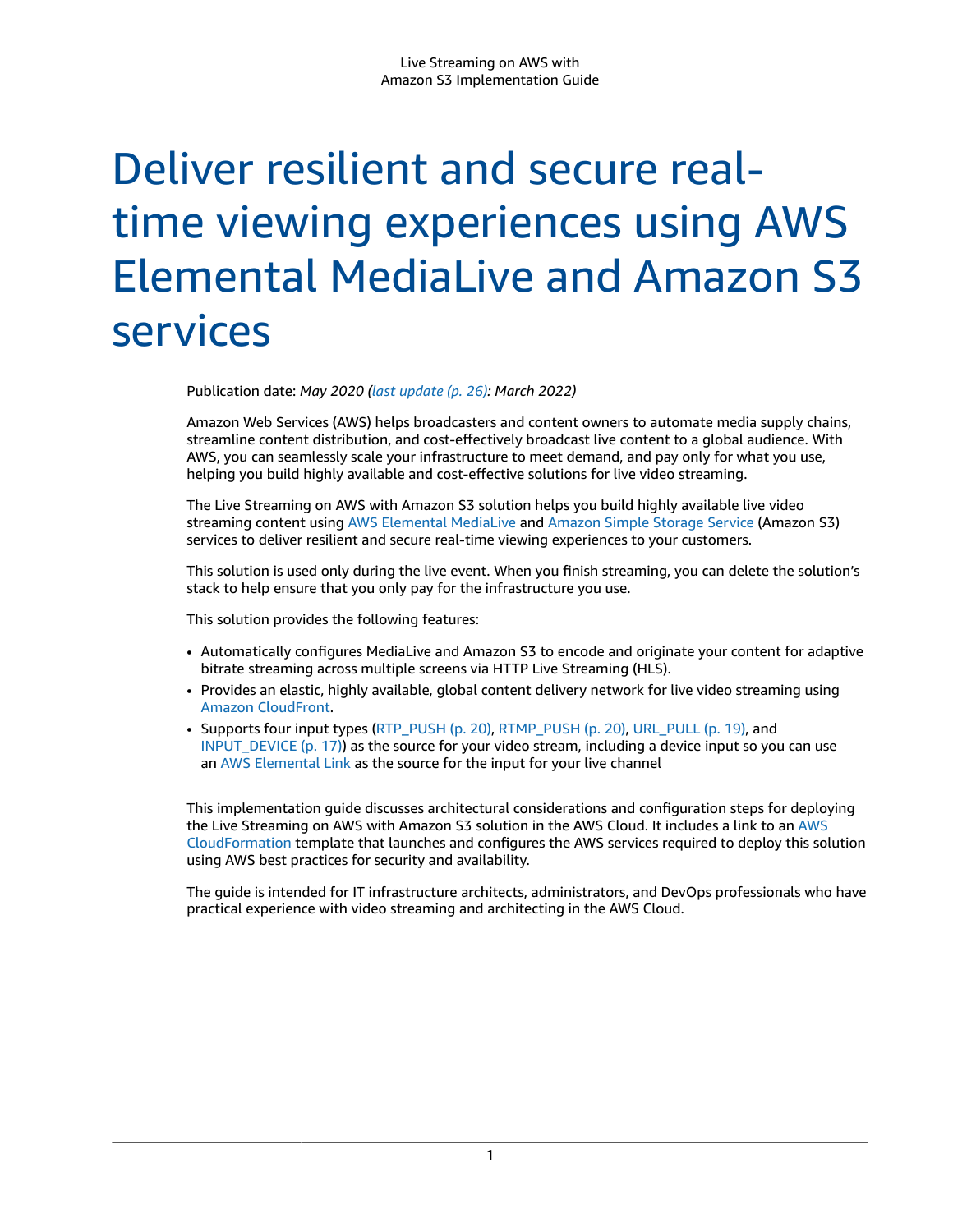# Deliver resilient and secure real-time viewing experiences using AWS Elemental MediaLive and Amazon S3 services

Publication date: *May 2020 (last update (p. 26): March 2022)*

Amazon Web Services (AWS) helps broadcasters and content owners to automate media supply chains, streamline content distribution, and cost-effectively broadcast live content to a global audience. With AWS, you can seamlessly scale your infrastructure to meet demand, and pay only for what you use, helping you build highly available and cost-effective solutions for live video streaming.

The Live Streaming on AWS with Amazon S3 solution helps you build highly available live video streaming content using AWS Elemental MediaLive and Amazon Simple Storage Service (Amazon S3) services to deliver resilient and secure real-time viewing experiences to your customers.

This solution is used only during the live event. When you finish streaming, you can delete the solution's stack to help ensure that you only pay for the infrastructure you use.

This solution provides the following features:

- Automatically configures MediaLive and Amazon S3 to encode and originate your content for adaptive bitrate streaming across multiple screens via HTTP Live Streaming (HLS).
- Provides an elastic, highly available, global content delivery network for live video streaming using Amazon CloudFront.
- Supports four input types (RTP_PUSH (p. 20), RTMP_PUSH (p. 20), URL_PULL (p. 19), and INPUT_DEVICE (p. 17)) as the source for your video stream, including a device input so you can use an AWS Elemental Link as the source for the input for your live channel

This implementation guide discusses architectural considerations and configuration steps for deploying the Live Streaming on AWS with Amazon S3 solution in the AWS Cloud. It includes a link to an AWS CloudFormation template that launches and configures the AWS services required to deploy this solution using AWS best practices for security and availability.

The guide is intended for IT infrastructure architects, administrators, and DevOps professionals who have practical experience with video streaming and architecting in the AWS Cloud.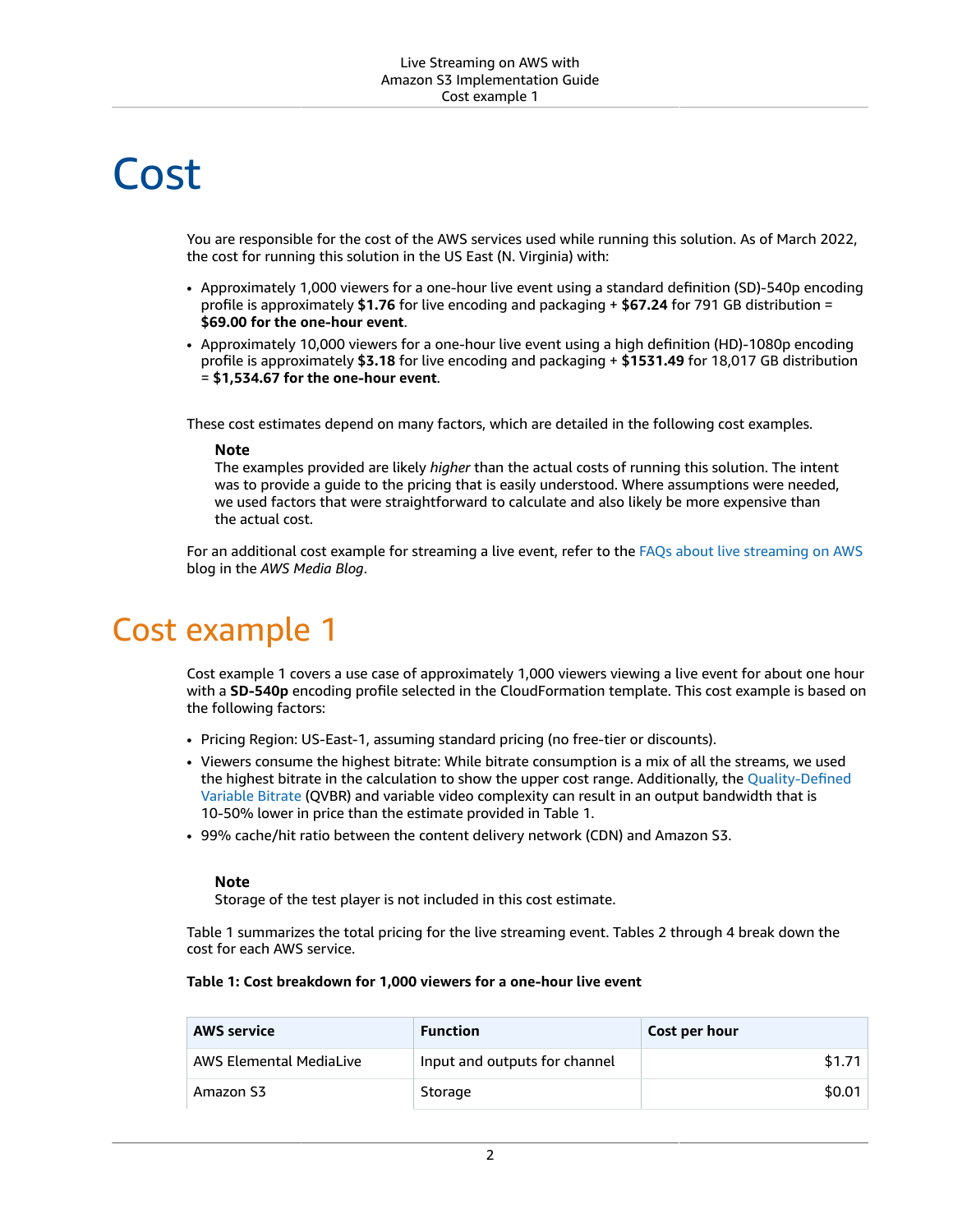# Cost

You are responsible for the cost of the AWS services used while running this solution. As of March 2022, the cost for running this solution in the US East (N. Virginia) with:

- Approximately 1,000 viewers for a one-hour live event using a standard definition (SD)-540p encoding profile is approximately **$1.76** for live encoding and packaging + **$67.24** for 791 GB distribution = **$69.00 for the one-hour event**.
- Approximately 10,000 viewers for a one-hour live event using a high definition (HD)-1080p encoding profile is approximately **$3.18** for live encoding and packaging + **$1531.49** for 18,017 GB distribution = **$1,534.67 for the one-hour event**.

These cost estimates depend on many factors, which are detailed in the following cost examples.

> **Note**
> The examples provided are likely *higher* than the actual costs of running this solution. The intent was to provide a guide to the pricing that is easily understood. Where assumptions were needed, we used factors that were straightforward to calculate and also likely be more expensive than the actual cost.

For an additional cost example for streaming a live event, refer to the FAQs about live streaming on AWS blog in the *AWS Media Blog*.

## Cost example 1

Cost example 1 covers a use case of approximately 1,000 viewers viewing a live event for about one hour with a **SD-540p** encoding profile selected in the CloudFormation template. This cost example is based on the following factors:

- Pricing Region: US-East-1, assuming standard pricing (no free-tier or discounts).
- Viewers consume the highest bitrate: While bitrate consumption is a mix of all the streams, we used the highest bitrate in the calculation to show the upper cost range. Additionally, the Quality-Defined Variable Bitrate (QVBR) and variable video complexity can result in an output bandwidth that is 10-50% lower in price than the estimate provided in Table 1.
- 99% cache/hit ratio between the content delivery network (CDN) and Amazon S3.

> **Note**
> Storage of the test player is not included in this cost estimate.

Table 1 summarizes the total pricing for the live streaming event. Tables 2 through 4 break down the cost for each AWS service.

**Table 1: Cost breakdown for 1,000 viewers for a one-hour live event**

| AWS service | Function | Cost per hour |
|---|---|---|
| AWS Elemental MediaLive | Input and outputs for channel | $1.71 |
| Amazon S3 | Storage | $0.01 |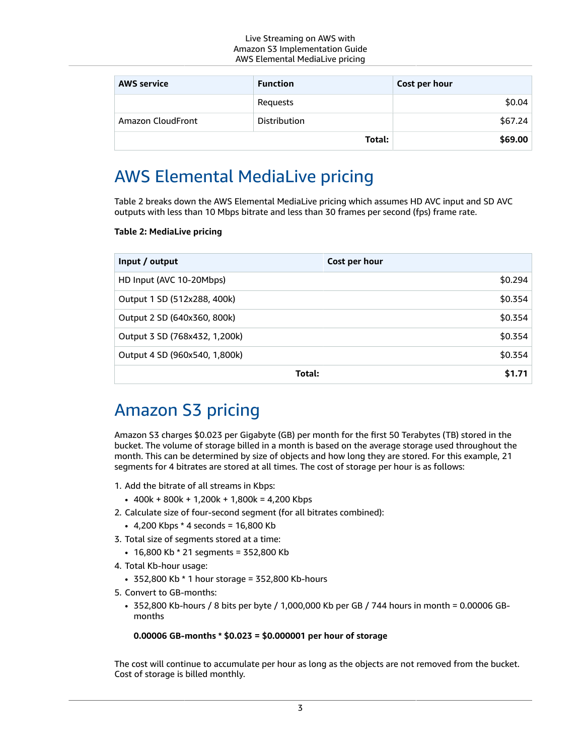| AWS service | Function | Cost per hour |
| --- | --- | --- |
| | Requests | $0.04 |
| Amazon CloudFront | Distribution | $67.24 |
| | **Total:** | **$69.00** |

# AWS Elemental MediaLive pricing

Table 2 breaks down the AWS Elemental MediaLive pricing which assumes HD AVC input and SD AVC outputs with less than 10 Mbps bitrate and less than 30 frames per second (fps) frame rate.

**Table 2: MediaLive pricing**

| Input / output | Cost per hour |
| --- | --- |
| HD Input (AVC 10-20Mbps) | $0.294 |
| Output 1 SD (512x288, 400k) | $0.354 |
| Output 2 SD (640x360, 800k) | $0.354 |
| Output 3 SD (768x432, 1,200k) | $0.354 |
| Output 4 SD (960x540, 1,800k) | $0.354 |
| **Total:** | **$1.71** |

# Amazon S3 pricing

Amazon S3 charges $0.023 per Gigabyte (GB) per month for the first 50 Terabytes (TB) stored in the bucket. The volume of storage billed in a month is based on the average storage used throughout the month. This can be determined by size of objects and how long they are stored. For this example, 21 segments for 4 bitrates are stored at all times. The cost of storage per hour is as follows:

1. Add the bitrate of all streams in Kbps:
   - 400k + 800k + 1,200k + 1,800k = 4,200 Kbps
2. Calculate size of four-second segment (for all bitrates combined):
   - 4,200 Kbps * 4 seconds = 16,800 Kb
3. Total size of segments stored at a time:
   - 16,800 Kb * 21 segments = 352,800 Kb
4. Total Kb-hour usage:
   - 352,800 Kb * 1 hour storage = 352,800 Kb-hours
5. Convert to GB-months:
   - 352,800 Kb-hours / 8 bits per byte / 1,000,000 Kb per GB / 744 hours in month = 0.00006 GB-months

   **0.00006 GB-months * $0.023 = $0.000001 per hour of storage**

The cost will continue to accumulate per hour as long as the objects are not removed from the bucket. Cost of storage is billed monthly.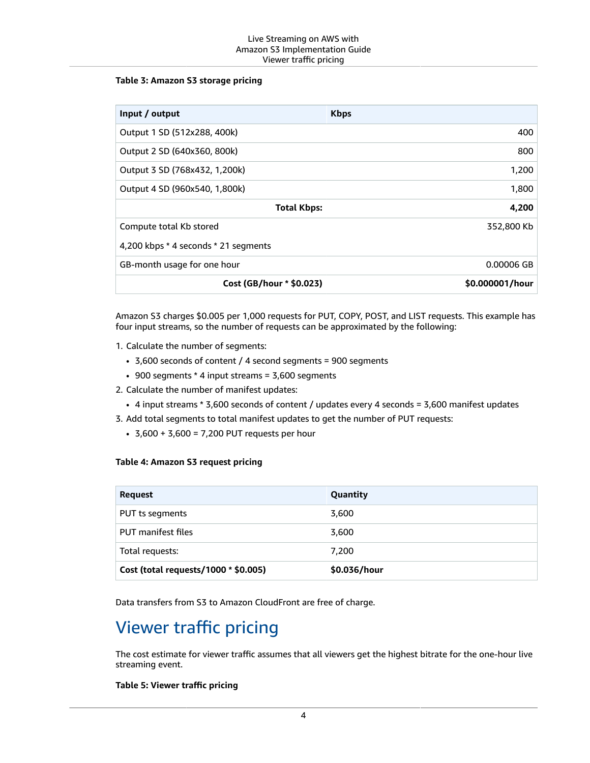**Table 3: Amazon S3 storage pricing**

| Input / output | Kbps |
| --- | --- |
| Output 1 SD (512x288, 400k) | 400 |
| Output 2 SD (640x360, 800k) | 800 |
| Output 3 SD (768x432, 1,200k) | 1,200 |
| Output 4 SD (960x540, 1,800k) | 1,800 |
| **Total Kbps:** | **4,200** |
| Compute total Kb stored<br>4,200 kbps * 4 seconds * 21 segments | 352,800 Kb |
| GB-month usage for one hour | 0.00006 GB |
| **Cost (GB/hour * $0.023)** | **$0.000001/hour** |

Amazon S3 charges $0.005 per 1,000 requests for PUT, COPY, POST, and LIST requests. This example has four input streams, so the number of requests can be approximated by the following:

1. Calculate the number of segments:
   - 3,600 seconds of content / 4 second segments = 900 segments
   - 900 segments * 4 input streams = 3,600 segments
2. Calculate the number of manifest updates:
   - 4 input streams * 3,600 seconds of content / updates every 4 seconds = 3,600 manifest updates
3. Add total segments to total manifest updates to get the number of PUT requests:
   - 3,600 + 3,600 = 7,200 PUT requests per hour

**Table 4: Amazon S3 request pricing**

| Request | Quantity |
| --- | --- |
| PUT ts segments | 3,600 |
| PUT manifest files | 3,600 |
| Total requests: | 7,200 |
| **Cost (total requests/1000 * $0.005)** | **$0.036/hour** |

Data transfers from S3 to Amazon CloudFront are free of charge.

## Viewer traffic pricing

The cost estimate for viewer traffic assumes that all viewers get the highest bitrate for the one-hour live streaming event.

**Table 5: Viewer traffic pricing**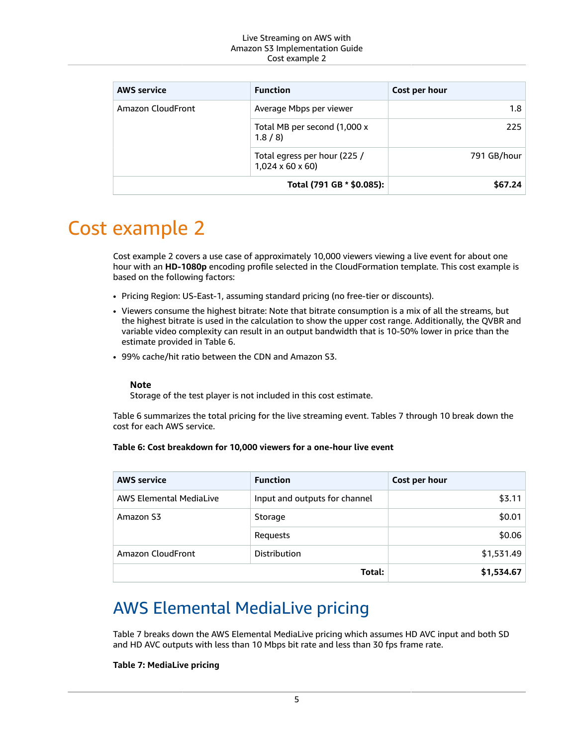| AWS service | Function | Cost per hour |
| --- | --- | --- |
| Amazon CloudFront | Average Mbps per viewer | 1.8 |
| | Total MB per second (1,000 x 1.8 / 8) | 225 |
| | Total egress per hour (225 / 1,024 x 60 x 60) | 791 GB/hour |
| | **Total (791 GB * $0.085):** | **$67.24** |

# Cost example 2

Cost example 2 covers a use case of approximately 10,000 viewers viewing a live event for about one hour with an **HD-1080p** encoding profile selected in the CloudFormation template. This cost example is based on the following factors:

- Pricing Region: US-East-1, assuming standard pricing (no free-tier or discounts).
- Viewers consume the highest bitrate: Note that bitrate consumption is a mix of all the streams, but the highest bitrate is used in the calculation to show the upper cost range. Additionally, the QVBR and variable video complexity can result in an output bandwidth that is 10-50% lower in price than the estimate provided in Table 6.
- 99% cache/hit ratio between the CDN and Amazon S3.

> **Note**
> Storage of the test player is not included in this cost estimate.

Table 6 summarizes the total pricing for the live streaming event. Tables 7 through 10 break down the cost for each AWS service.

**Table 6: Cost breakdown for 10,000 viewers for a one-hour live event**

| AWS service | Function | Cost per hour |
| --- | --- | --- |
| AWS Elemental MediaLive | Input and outputs for channel | $3.11 |
| Amazon S3 | Storage | $0.01 |
| | Requests | $0.06 |
| Amazon CloudFront | Distribution | $1,531.49 |
| | **Total:** | **$1,534.67** |

## AWS Elemental MediaLive pricing

Table 7 breaks down the AWS Elemental MediaLive pricing which assumes HD AVC input and both SD and HD AVC outputs with less than 10 Mbps bit rate and less than 30 fps frame rate.

**Table 7: MediaLive pricing**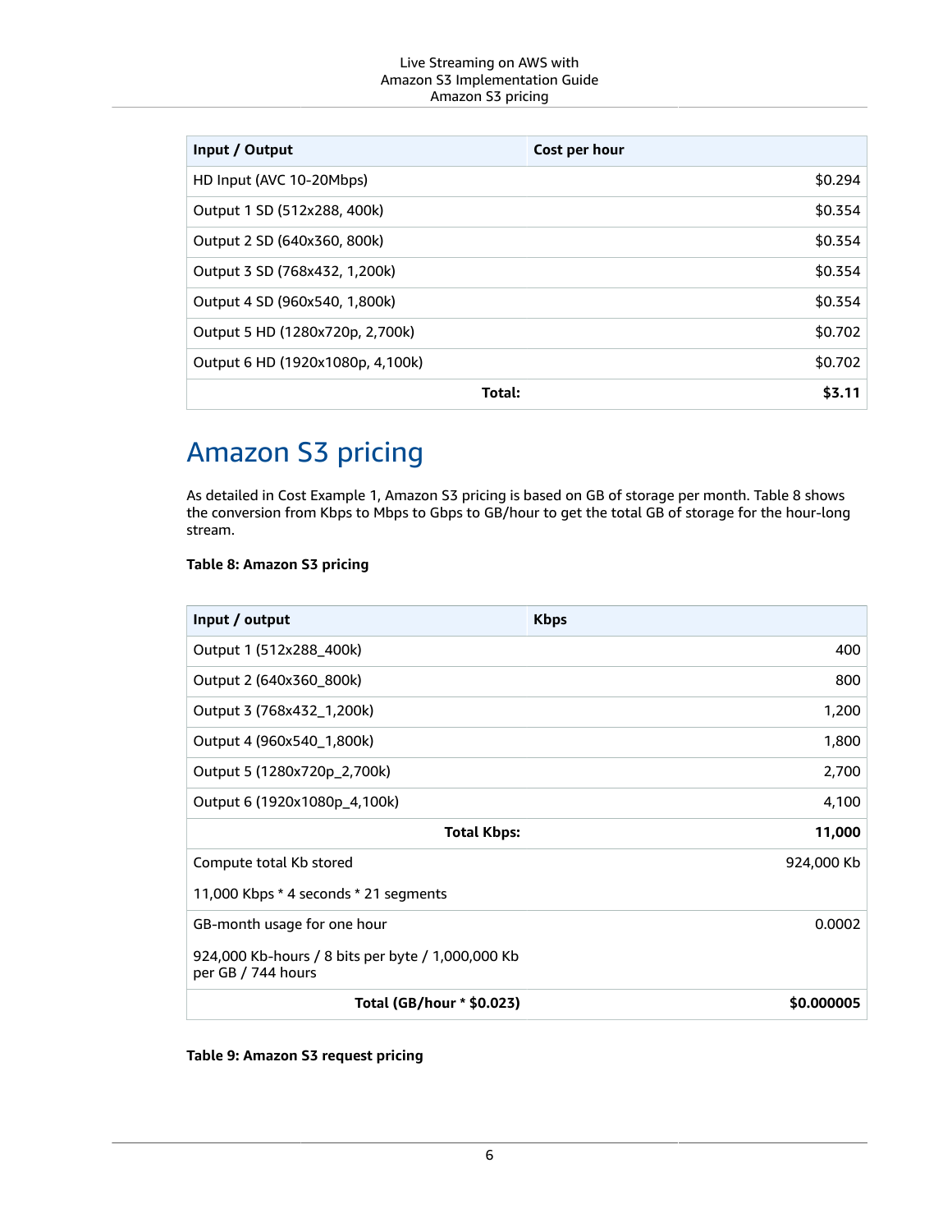| Input / Output | Cost per hour |
| --- | --- |
| HD Input (AVC 10-20Mbps) | $0.294 |
| Output 1 SD (512x288, 400k) | $0.354 |
| Output 2 SD (640x360, 800k) | $0.354 |
| Output 3 SD (768x432, 1,200k) | $0.354 |
| Output 4 SD (960x540, 1,800k) | $0.354 |
| Output 5 HD (1280x720p, 2,700k) | $0.702 |
| Output 6 HD (1920x1080p, 4,100k) | $0.702 |
| **Total:** | **$3.11** |

# Amazon S3 pricing

As detailed in Cost Example 1, Amazon S3 pricing is based on GB of storage per month. Table 8 shows the conversion from Kbps to Mbps to Gbps to GB/hour to get the total GB of storage for the hour-long stream.

**Table 8: Amazon S3 pricing**

| Input / output | Kbps |
| --- | --- |
| Output 1 (512x288_400k) | 400 |
| Output 2 (640x360_800k) | 800 |
| Output 3 (768x432_1,200k) | 1,200 |
| Output 4 (960x540_1,800k) | 1,800 |
| Output 5 (1280x720p_2,700k) | 2,700 |
| Output 6 (1920x1080p_4,100k) | 4,100 |
| **Total Kbps:** | **11,000** |
| Compute total Kb stored<br><br>11,000 Kbps * 4 seconds * 21 segments | 924,000 Kb |
| GB-month usage for one hour<br><br>924,000 Kb-hours / 8 bits per byte / 1,000,000 Kb per GB / 744 hours | 0.0002 |
| **Total (GB/hour * $0.023)** | **$0.000005** |

**Table 9: Amazon S3 request pricing**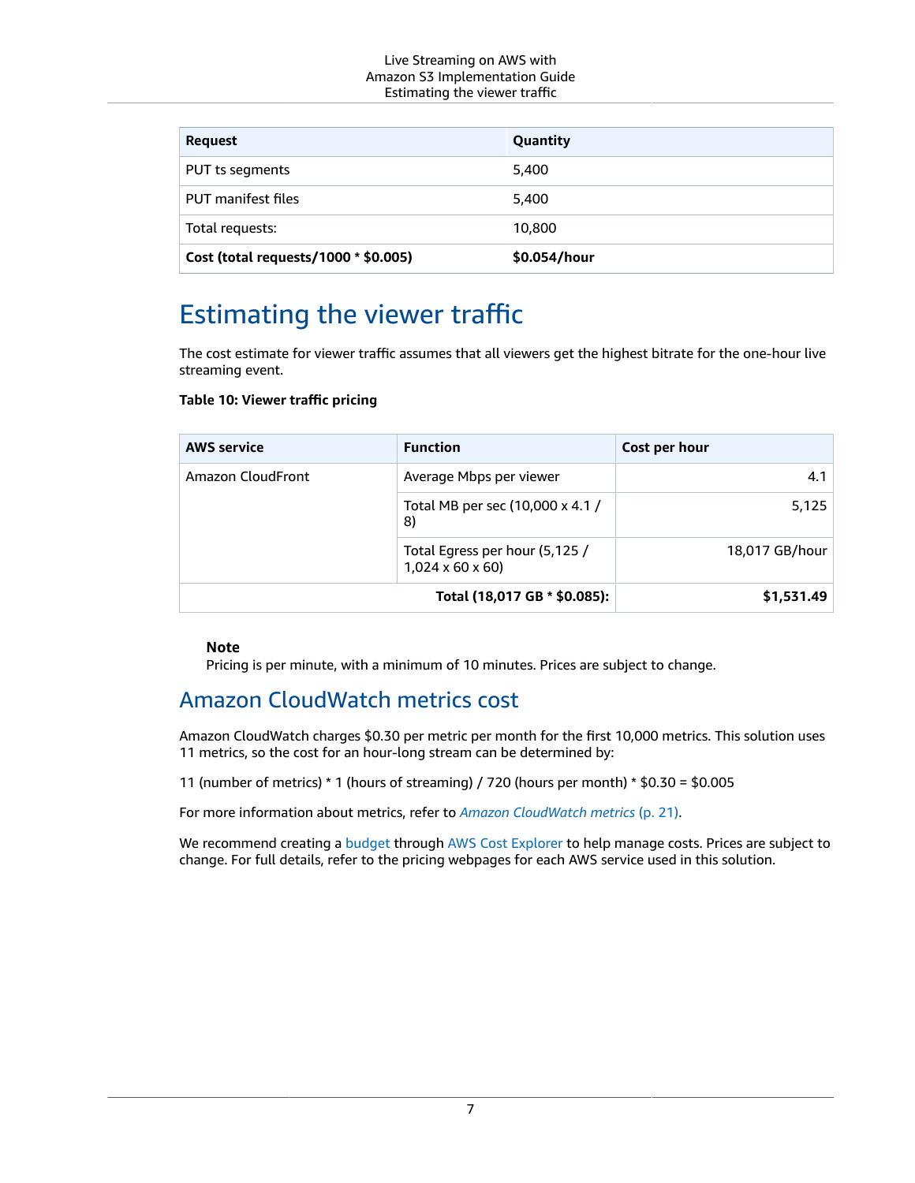| Request | Quantity |
|---|---|
| PUT ts segments | 5,400 |
| PUT manifest files | 5,400 |
| Total requests: | 10,800 |
| **Cost (total requests/1000 * $0.005)** | **$0.054/hour** |

# Estimating the viewer traffic

The cost estimate for viewer traffic assumes that all viewers get the highest bitrate for the one-hour live streaming event.

**Table 10: Viewer traffic pricing**

| AWS service | Function | Cost per hour |
|---|---|---:|
| Amazon CloudFront | Average Mbps per viewer | 4.1 |
| | Total MB per sec (10,000 x 4.1 / 8) | 5,125 |
| | Total Egress per hour (5,125 / 1,024 x 60 x 60) | 18,017 GB/hour |
| | **Total (18,017 GB * $0.085):** | **$1,531.49** |

> **Note**
> Pricing is per minute, with a minimum of 10 minutes. Prices are subject to change.

## Amazon CloudWatch metrics cost

Amazon CloudWatch charges $0.30 per metric per month for the first 10,000 metrics. This solution uses 11 metrics, so the cost for an hour-long stream can be determined by:

11 (number of metrics) * 1 (hours of streaming) / 720 (hours per month) * $0.30 = $0.005

For more information about metrics, refer to *Amazon CloudWatch metrics* (p. 21).

We recommend creating a budget through AWS Cost Explorer to help manage costs. Prices are subject to change. For full details, refer to the pricing webpages for each AWS service used in this solution.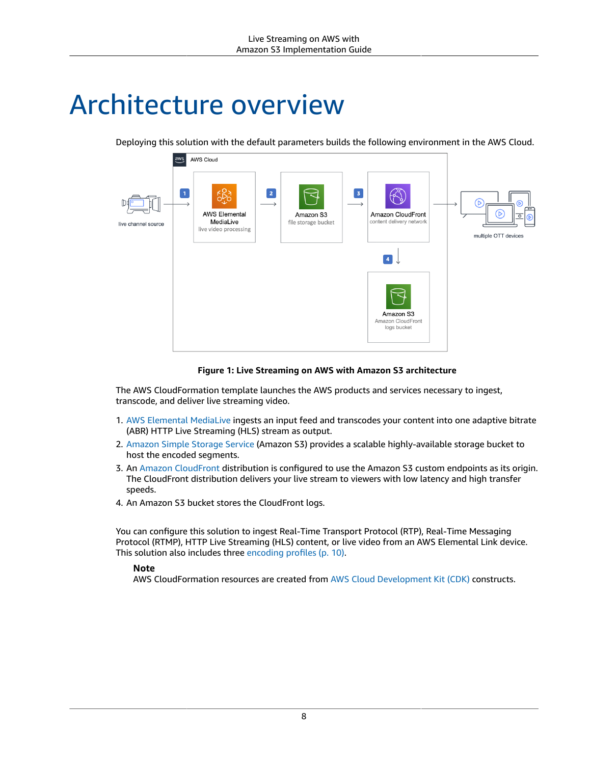# Architecture overview

Deploying this solution with the default parameters builds the following environment in the AWS Cloud.

**Figure 1: Live Streaming on AWS with Amazon S3 architecture**

The AWS CloudFormation template launches the AWS products and services necessary to ingest, transcode, and deliver live streaming video.

1. AWS Elemental MediaLive ingests an input feed and transcodes your content into one adaptive bitrate (ABR) HTTP Live Streaming (HLS) stream as output.
2. Amazon Simple Storage Service (Amazon S3) provides a scalable highly-available storage bucket to host the encoded segments.
3. An Amazon CloudFront distribution is configured to use the Amazon S3 custom endpoints as its origin. The CloudFront distribution delivers your live stream to viewers with low latency and high transfer speeds.
4. An Amazon S3 bucket stores the CloudFront logs.

You can configure this solution to ingest Real-Time Transport Protocol (RTP), Real-Time Messaging Protocol (RTMP), HTTP Live Streaming (HLS) content, or live video from an AWS Elemental Link device. This solution also includes three encoding profiles (p. 10).

**Note**

AWS CloudFormation resources are created from AWS Cloud Development Kit (CDK) constructs.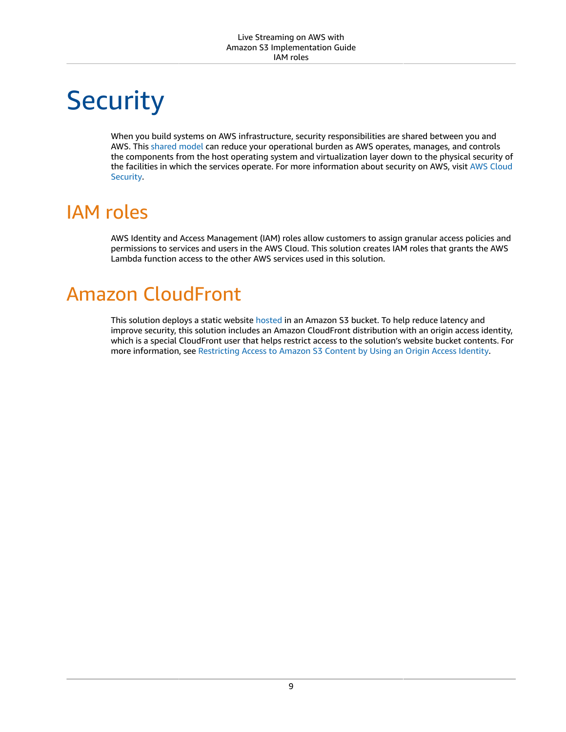# Security

When you build systems on AWS infrastructure, security responsibilities are shared between you and AWS. This shared model can reduce your operational burden as AWS operates, manages, and controls the components from the host operating system and virtualization layer down to the physical security of the facilities in which the services operate. For more information about security on AWS, visit AWS Cloud Security.

## IAM roles

AWS Identity and Access Management (IAM) roles allow customers to assign granular access policies and permissions to services and users in the AWS Cloud. This solution creates IAM roles that grants the AWS Lambda function access to the other AWS services used in this solution.

## Amazon CloudFront

This solution deploys a static website hosted in an Amazon S3 bucket. To help reduce latency and improve security, this solution includes an Amazon CloudFront distribution with an origin access identity, which is a special CloudFront user that helps restrict access to the solution's website bucket contents. For more information, see Restricting Access to Amazon S3 Content by Using an Origin Access Identity.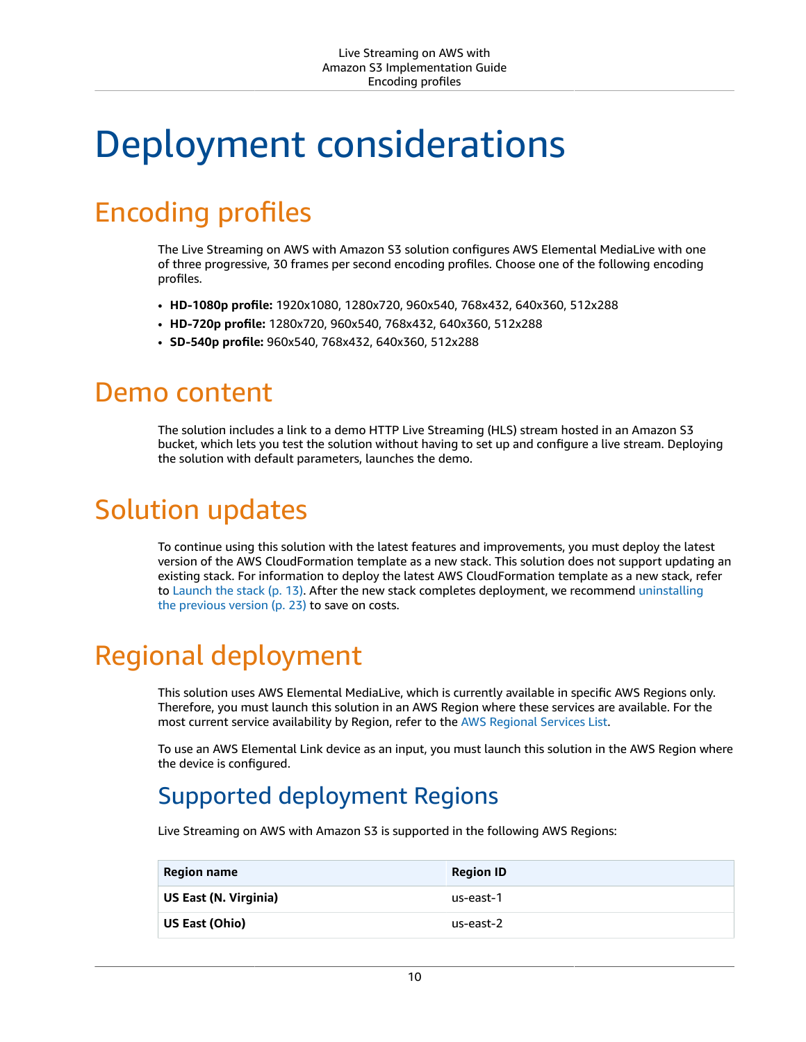# Deployment considerations

## Encoding profiles

The Live Streaming on AWS with Amazon S3 solution configures AWS Elemental MediaLive with one of three progressive, 30 frames per second encoding profiles. Choose one of the following encoding profiles.

- **HD-1080p profile:** 1920x1080, 1280x720, 960x540, 768x432, 640x360, 512x288
- **HD-720p profile:** 1280x720, 960x540, 768x432, 640x360, 512x288
- **SD-540p profile:** 960x540, 768x432, 640x360, 512x288

## Demo content

The solution includes a link to a demo HTTP Live Streaming (HLS) stream hosted in an Amazon S3 bucket, which lets you test the solution without having to set up and configure a live stream. Deploying the solution with default parameters, launches the demo.

## Solution updates

To continue using this solution with the latest features and improvements, you must deploy the latest version of the AWS CloudFormation template as a new stack. This solution does not support updating an existing stack. For information to deploy the latest AWS CloudFormation template as a new stack, refer to Launch the stack (p. 13). After the new stack completes deployment, we recommend uninstalling the previous version (p. 23) to save on costs.

## Regional deployment

This solution uses AWS Elemental MediaLive, which is currently available in specific AWS Regions only. Therefore, you must launch this solution in an AWS Region where these services are available. For the most current service availability by Region, refer to the AWS Regional Services List.

To use an AWS Elemental Link device as an input, you must launch this solution in the AWS Region where the device is configured.

### Supported deployment Regions

Live Streaming on AWS with Amazon S3 is supported in the following AWS Regions:

| Region name | Region ID |
|---|---|
| **US East (N. Virginia)** | us-east-1 |
| **US East (Ohio)** | us-east-2 |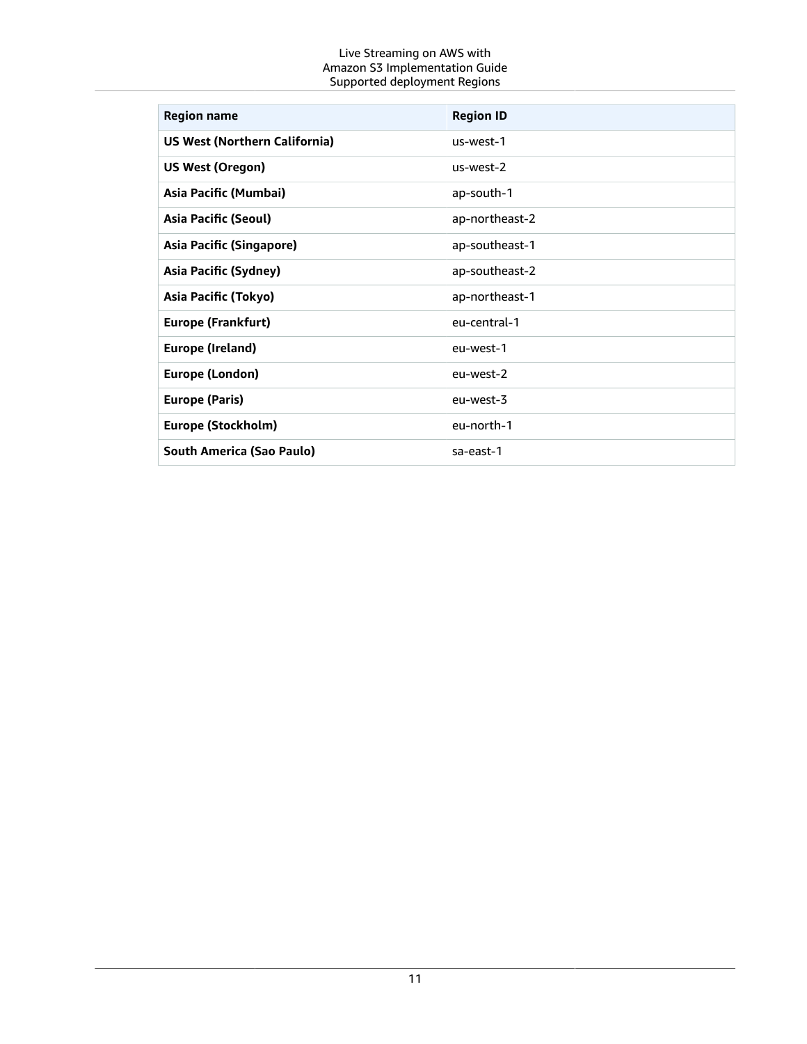| Region name | Region ID |
| --- | --- |
| **US West (Northern California)** | us-west-1 |
| **US West (Oregon)** | us-west-2 |
| **Asia Pacific (Mumbai)** | ap-south-1 |
| **Asia Pacific (Seoul)** | ap-northeast-2 |
| **Asia Pacific (Singapore)** | ap-southeast-1 |
| **Asia Pacific (Sydney)** | ap-southeast-2 |
| **Asia Pacific (Tokyo)** | ap-northeast-1 |
| **Europe (Frankfurt)** | eu-central-1 |
| **Europe (Ireland)** | eu-west-1 |
| **Europe (London)** | eu-west-2 |
| **Europe (Paris)** | eu-west-3 |
| **Europe (Stockholm)** | eu-north-1 |
| **South America (Sao Paulo)** | sa-east-1 |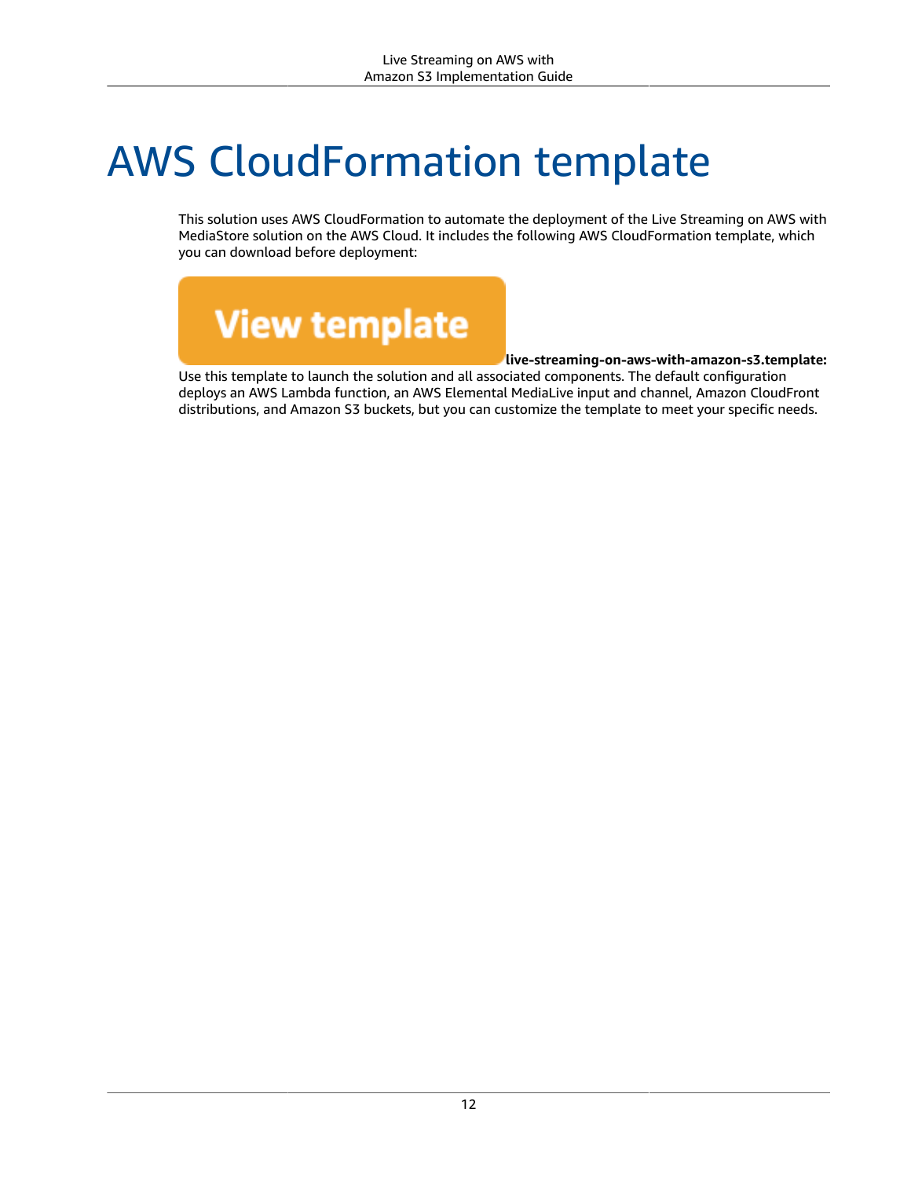# AWS CloudFormation template

This solution uses AWS CloudFormation to automate the deployment of the Live Streaming on AWS with MediaStore solution on the AWS Cloud. It includes the following AWS CloudFormation template, which you can download before deployment:

View template **live-streaming-on-aws-with-amazon-s3.template:** Use this template to launch the solution and all associated components. The default configuration deploys an AWS Lambda function, an AWS Elemental MediaLive input and channel, Amazon CloudFront distributions, and Amazon S3 buckets, but you can customize the template to meet your specific needs.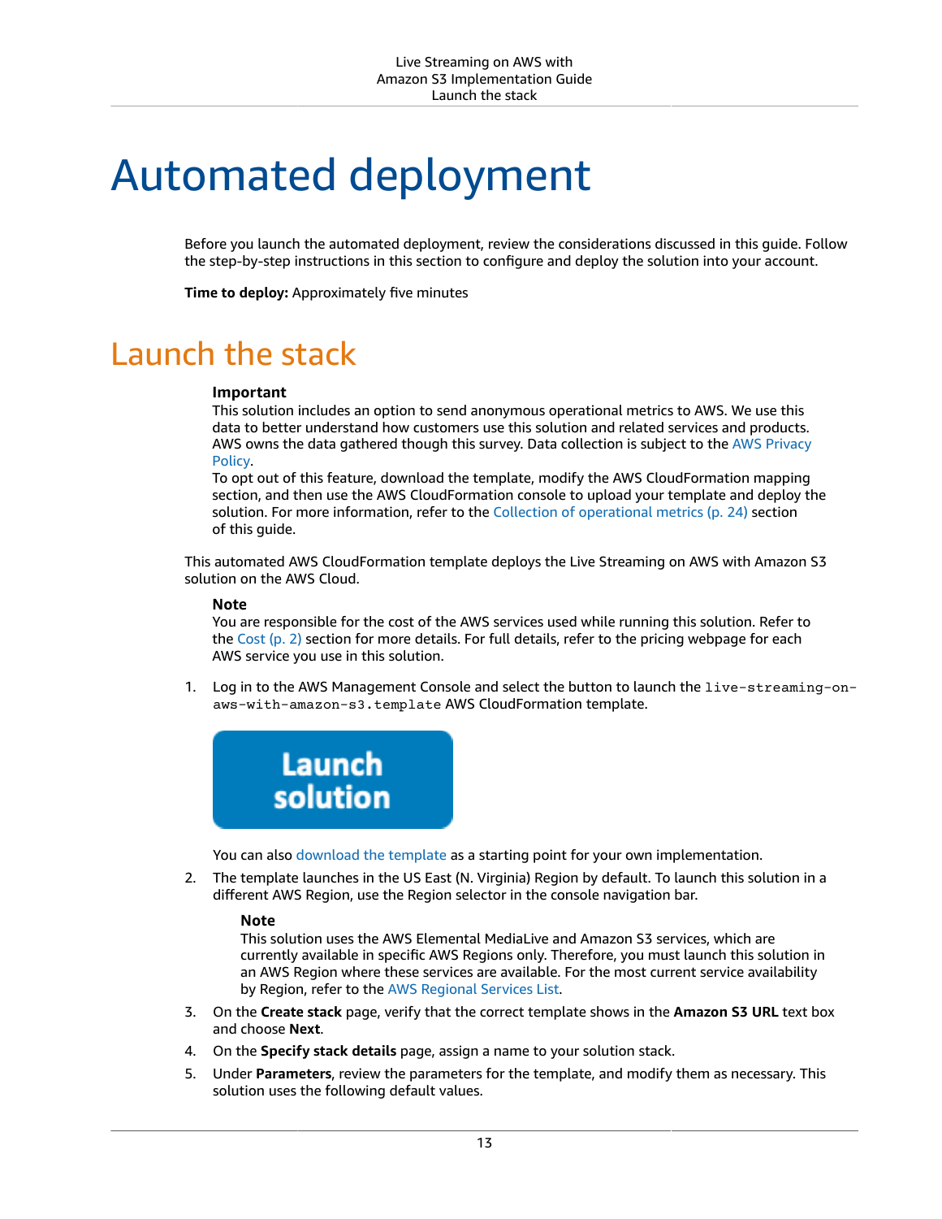# Automated deployment

Before you launch the automated deployment, review the considerations discussed in this guide. Follow the step-by-step instructions in this section to configure and deploy the solution into your account.

**Time to deploy:** Approximately five minutes

## Launch the stack

> **Important**
> This solution includes an option to send anonymous operational metrics to AWS. We use this data to better understand how customers use this solution and related services and products. AWS owns the data gathered though this survey. Data collection is subject to the AWS Privacy Policy.
> To opt out of this feature, download the template, modify the AWS CloudFormation mapping section, and then use the AWS CloudFormation console to upload your template and deploy the solution. For more information, refer to the Collection of operational metrics (p. 24) section of this guide.

This automated AWS CloudFormation template deploys the Live Streaming on AWS with Amazon S3 solution on the AWS Cloud.

> **Note**
> You are responsible for the cost of the AWS services used while running this solution. Refer to the Cost (p. 2) section for more details. For full details, refer to the pricing webpage for each AWS service you use in this solution.

1. Log in to the AWS Management Console and select the button to launch the `live-streaming-on-aws-with-amazon-s3.template` AWS CloudFormation template.

   **Launch solution**

   You can also download the template as a starting point for your own implementation.

2. The template launches in the US East (N. Virginia) Region by default. To launch this solution in a different AWS Region, use the Region selector in the console navigation bar.

   > **Note**
   > This solution uses the AWS Elemental MediaLive and Amazon S3 services, which are currently available in specific AWS Regions only. Therefore, you must launch this solution in an AWS Region where these services are available. For the most current service availability by Region, refer to the AWS Regional Services List.

3. On the **Create stack** page, verify that the correct template shows in the **Amazon S3 URL** text box and choose **Next**.
4. On the **Specify stack details** page, assign a name to your solution stack.
5. Under **Parameters**, review the parameters for the template, and modify them as necessary. This solution uses the following default values.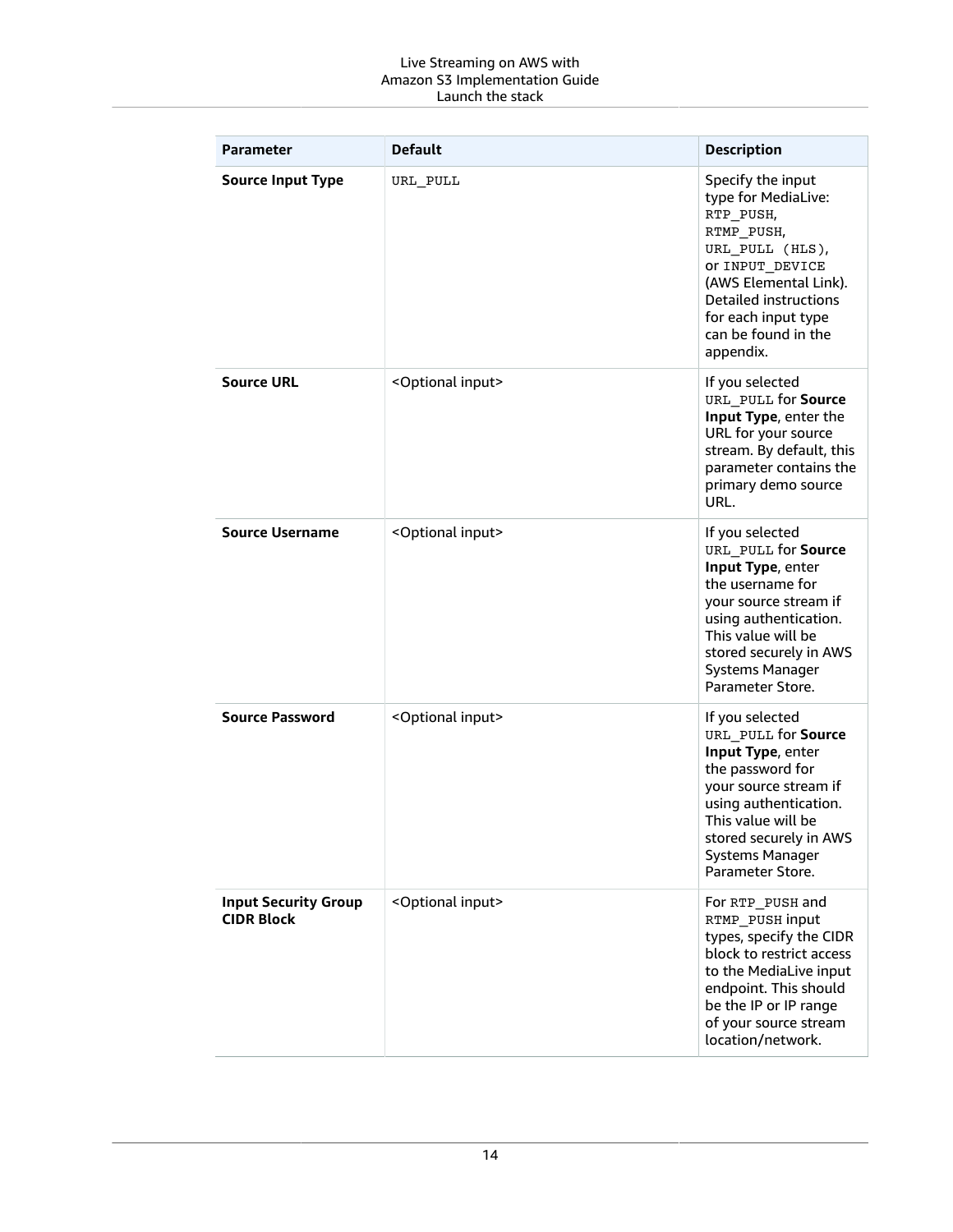| Parameter | Default | Description |
|---|---|---|
| **Source Input Type** | `URL_PULL` | Specify the input type for MediaLive: `RTP_PUSH`, `RTMP_PUSH`, `URL_PULL (HLS)`, or `INPUT_DEVICE` (AWS Elemental Link). Detailed instructions for each input type can be found in the appendix. |
| **Source URL** | <Optional input> | If you selected `URL_PULL` for **Source Input Type**, enter the URL for your source stream. By default, this parameter contains the primary demo source URL. |
| **Source Username** | <Optional input> | If you selected `URL_PULL` for **Source Input Type**, enter the username for your source stream if using authentication. This value will be stored securely in AWS Systems Manager Parameter Store. |
| **Source Password** | <Optional input> | If you selected `URL_PULL` for **Source Input Type**, enter the password for your source stream if using authentication. This value will be stored securely in AWS Systems Manager Parameter Store. |
| **Input Security Group CIDR Block** | <Optional input> | For `RTP_PUSH` and `RTMP_PUSH` input types, specify the CIDR block to restrict access to the MediaLive input endpoint. This should be the IP or IP range of your source stream location/network. |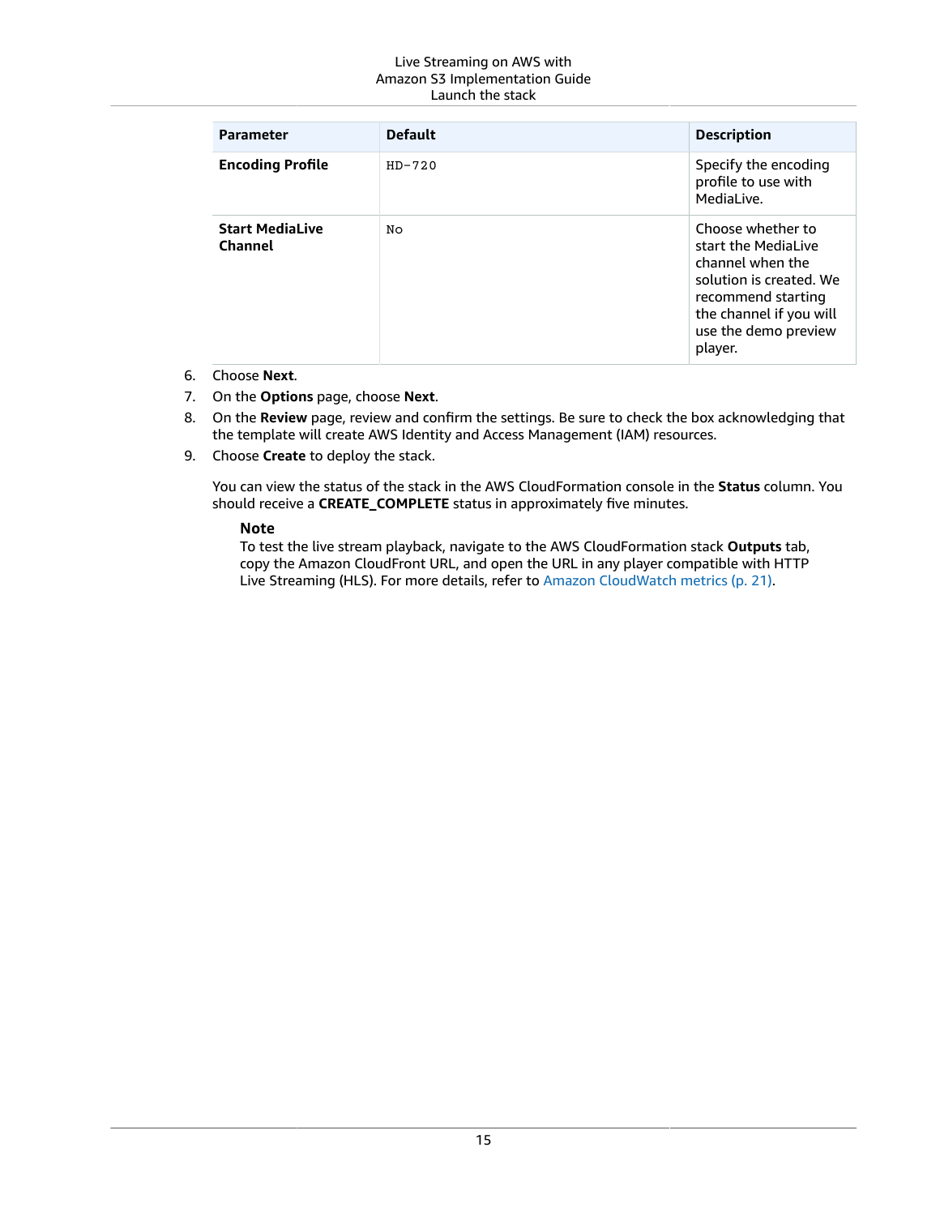| Parameter | Default | Description |
| --- | --- | --- |
| **Encoding Profile** | `HD-720` | Specify the encoding profile to use with MediaLive. |
| **Start MediaLive Channel** | `No` | Choose whether to start the MediaLive channel when the solution is created. We recommend starting the channel if you will use the demo preview player. |

6. Choose **Next**.
7. On the **Options** page, choose **Next**.
8. On the **Review** page, review and confirm the settings. Be sure to check the box acknowledging that the template will create AWS Identity and Access Management (IAM) resources.
9. Choose **Create** to deploy the stack.

   You can view the status of the stack in the AWS CloudFormation console in the **Status** column. You should receive a **CREATE_COMPLETE** status in approximately five minutes.

   **Note**
   To test the live stream playback, navigate to the AWS CloudFormation stack **Outputs** tab, copy the Amazon CloudFront URL, and open the URL in any player compatible with HTTP Live Streaming (HLS). For more details, refer to Amazon CloudWatch metrics (p. 21).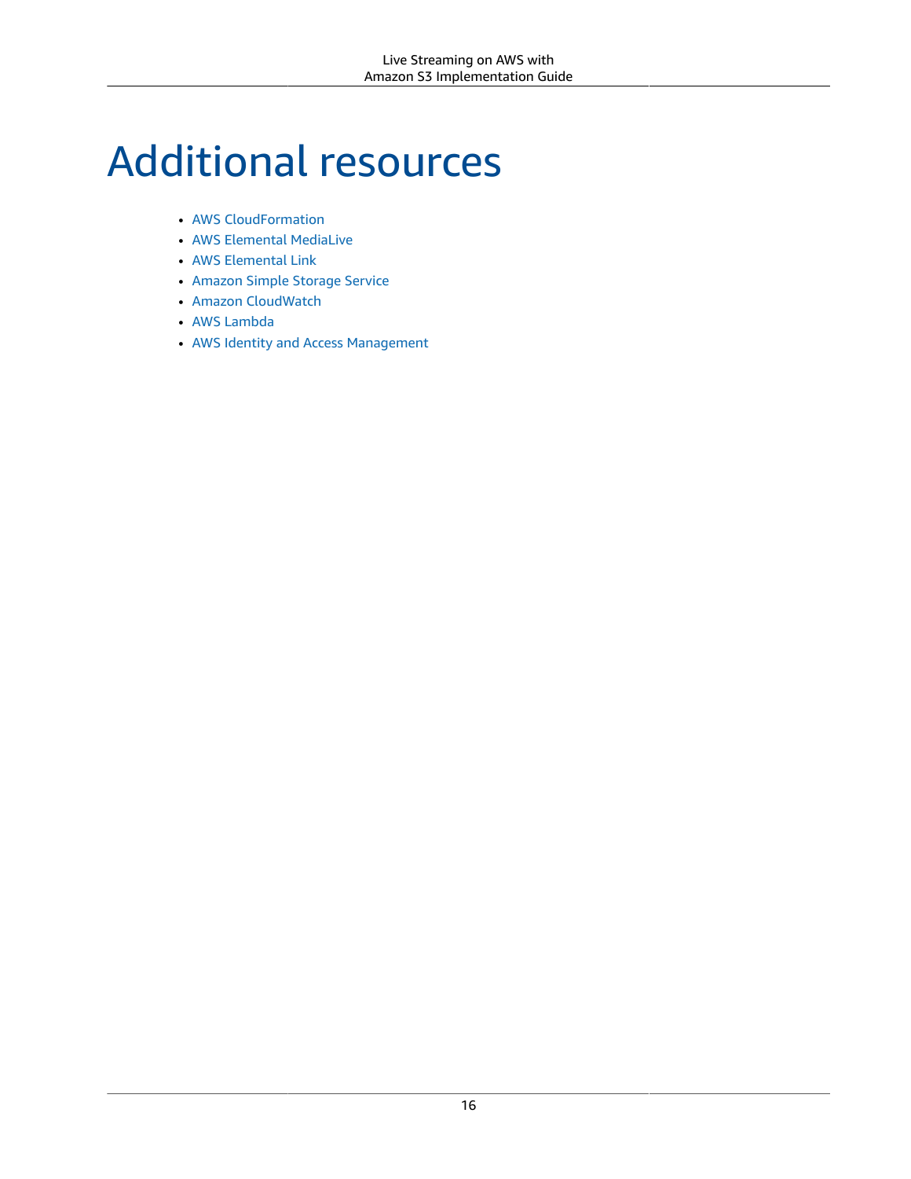# Additional resources

- AWS CloudFormation
- AWS Elemental MediaLive
- AWS Elemental Link
- Amazon Simple Storage Service
- Amazon CloudWatch
- AWS Lambda
- AWS Identity and Access Management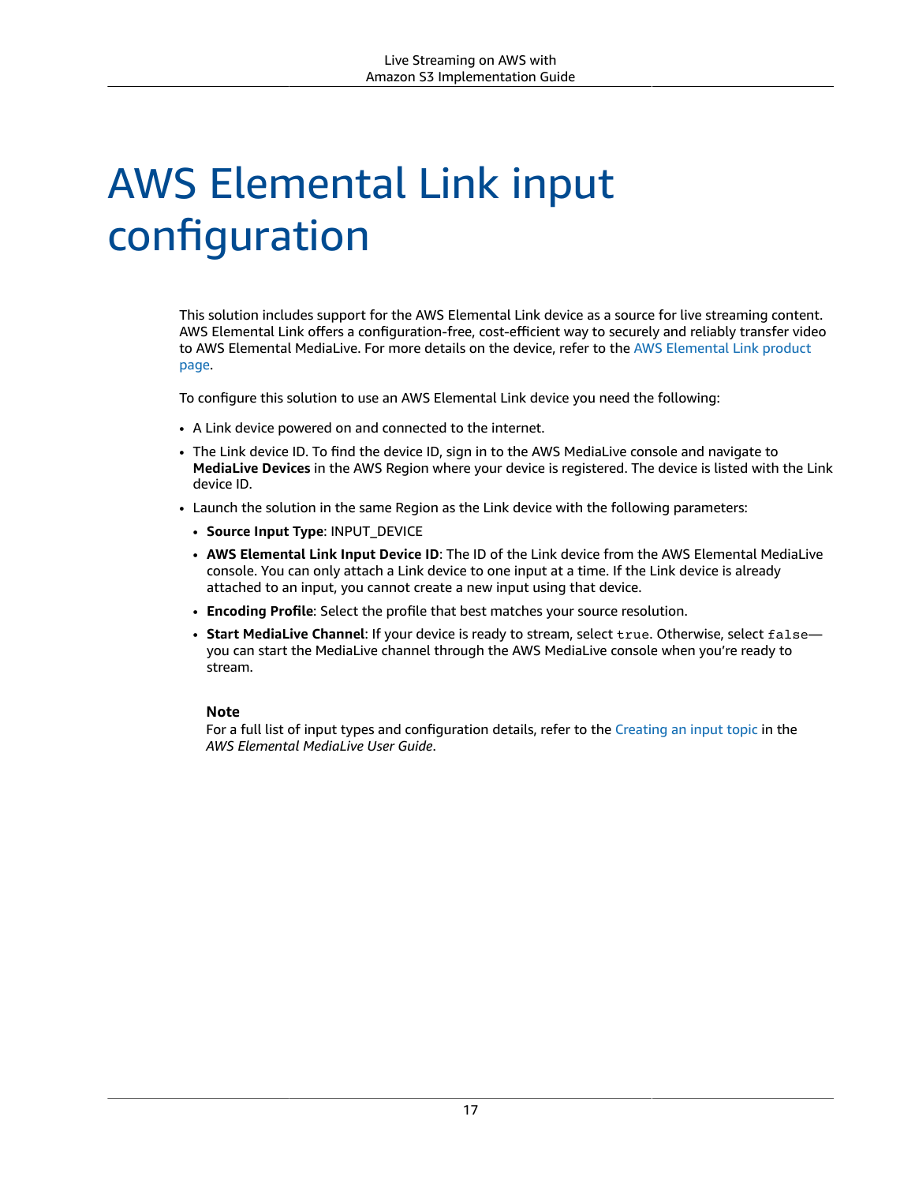# AWS Elemental Link input configuration

This solution includes support for the AWS Elemental Link device as a source for live streaming content. AWS Elemental Link offers a configuration-free, cost-efficient way to securely and reliably transfer video to AWS Elemental MediaLive. For more details on the device, refer to the AWS Elemental Link product page.

To configure this solution to use an AWS Elemental Link device you need the following:

- A Link device powered on and connected to the internet.
- The Link device ID. To find the device ID, sign in to the AWS MediaLive console and navigate to **MediaLive Devices** in the AWS Region where your device is registered. The device is listed with the Link device ID.
- Launch the solution in the same Region as the Link device with the following parameters:
  - **Source Input Type**: INPUT_DEVICE
  - **AWS Elemental Link Input Device ID**: The ID of the Link device from the AWS Elemental MediaLive console. You can only attach a Link device to one input at a time. If the Link device is already attached to an input, you cannot create a new input using that device.
  - **Encoding Profile**: Select the profile that best matches your source resolution.
  - **Start MediaLive Channel**: If your device is ready to stream, select `true`. Otherwise, select `false`—you can start the MediaLive channel through the AWS MediaLive console when you're ready to stream.

**Note**

For a full list of input types and configuration details, refer to the Creating an input topic in the *AWS Elemental MediaLive User Guide*.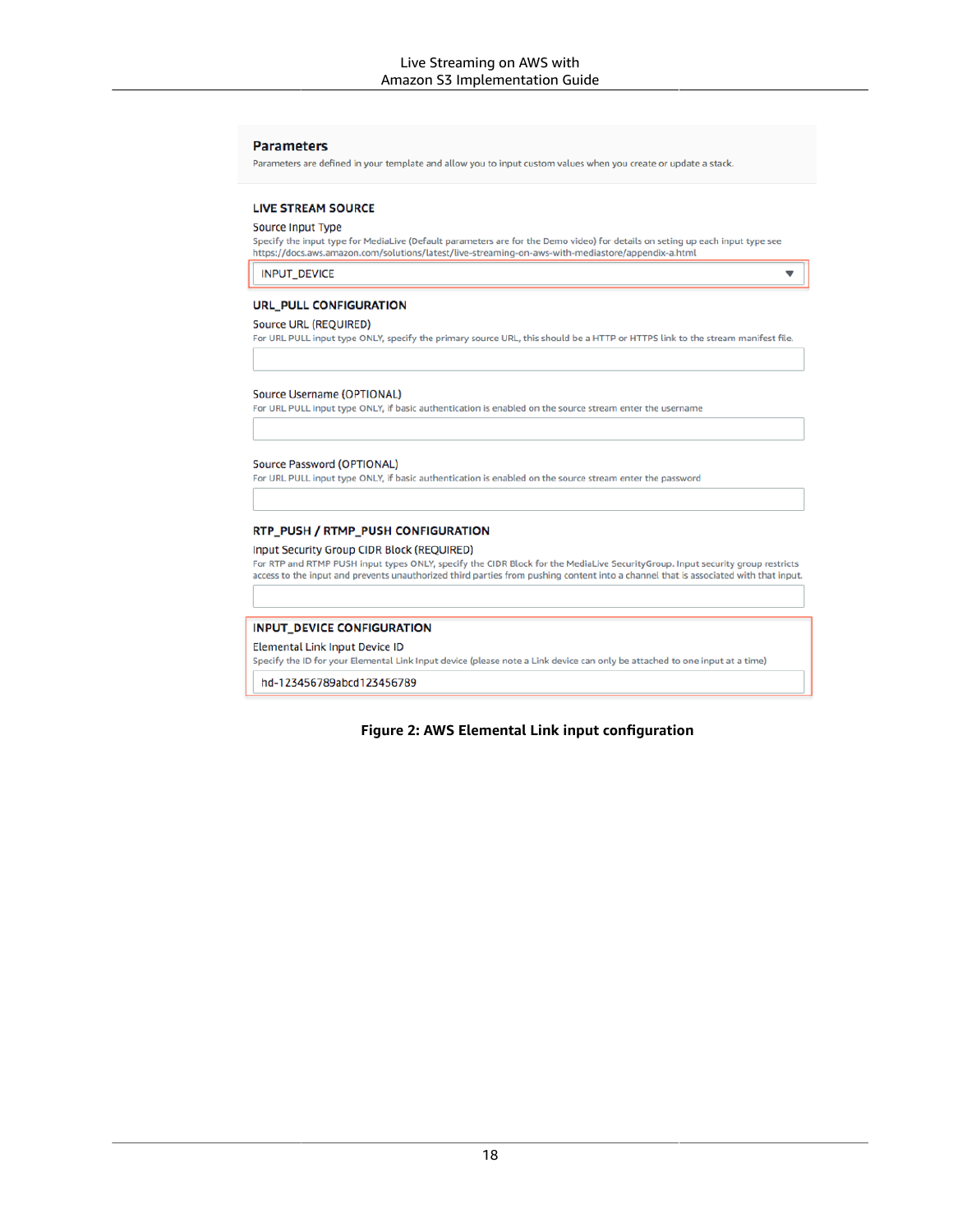**Parameters**

Parameters are defined in your template and allow you to input custom values when you create or update a stack.

**LIVE STREAM SOURCE**

Source Input Type

Specify the input type for MediaLive (Default parameters are for the Demo video) for details on seting up each input type see https://docs.aws.amazon.com/solutions/latest/live-streaming-on-aws-with-mediastore/appendix-a.html

INPUT_DEVICE

**URL_PULL CONFIGURATION**

Source URL (REQUIRED)

For URL PULL input type ONLY, specify the primary source URL, this should be a HTTP or HTTPS link to the stream manifest file.

Source Username (OPTIONAL)

For URL PULL input type ONLY, if basic authentication is enabled on the source stream enter the username

Source Password (OPTIONAL)

For URL PULL input type ONLY, if basic authentication is enabled on the source stream enter the password

**RTP_PUSH / RTMP_PUSH CONFIGURATION**

Input Security Group CIDR Block (REQUIRED)

For RTP and RTMP PUSH input types ONLY, specify the CIDR Block for the MediaLive SecurityGroup. Input security group restricts access to the input and prevents unauthorized third parties from pushing content into a channel that is associated with that input.

**INPUT_DEVICE CONFIGURATION**

Elemental Link Input Device ID

Specify the ID for your Elemental Link Input device (please note a Link device can only be attached to one input at a time)

hd-123456789abcd123456789

**Figure 2: AWS Elemental Link input configuration**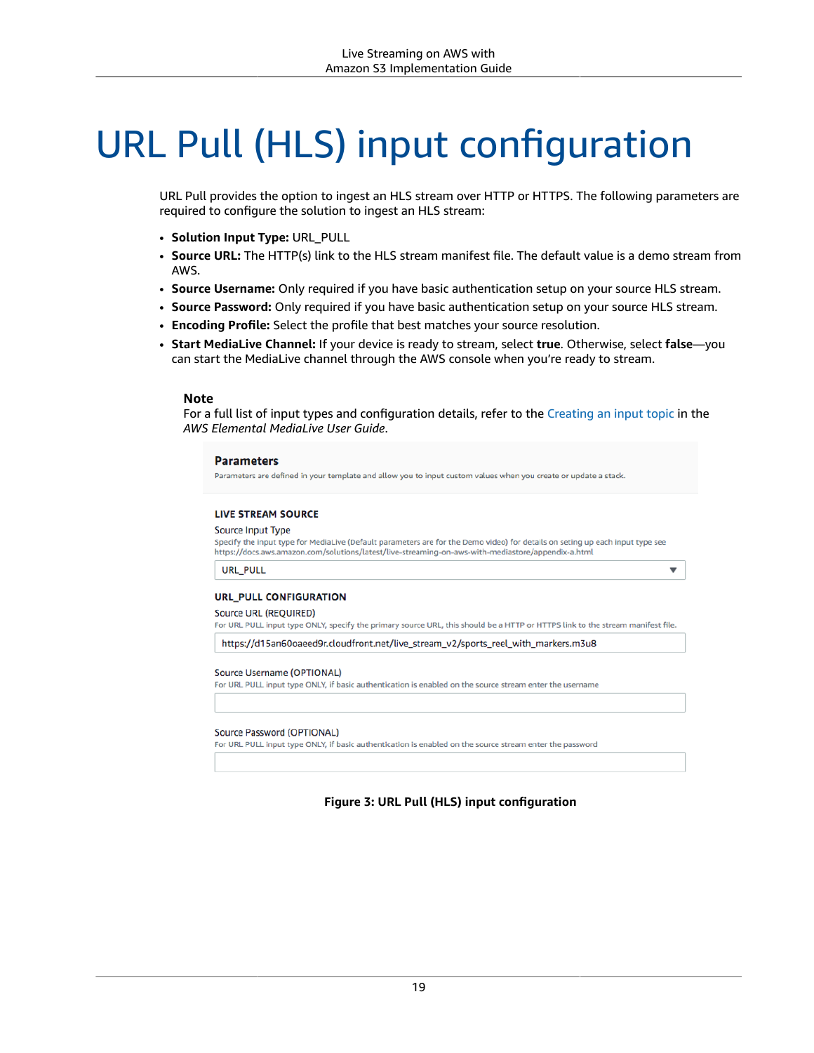# URL Pull (HLS) input configuration

URL Pull provides the option to ingest an HLS stream over HTTP or HTTPS. The following parameters are required to configure the solution to ingest an HLS stream:

- **Solution Input Type:** URL_PULL
- **Source URL:** The HTTP(s) link to the HLS stream manifest file. The default value is a demo stream from AWS.
- **Source Username:** Only required if you have basic authentication setup on your source HLS stream.
- **Source Password:** Only required if you have basic authentication setup on your source HLS stream.
- **Encoding Profile:** Select the profile that best matches your source resolution.
- **Start MediaLive Channel:** If your device is ready to stream, select **true**. Otherwise, select **false**—you can start the MediaLive channel through the AWS console when you're ready to stream.

> **Note**
> For a full list of input types and configuration details, refer to the Creating an input topic in the *AWS Elemental MediaLive User Guide*.

**Parameters**

Parameters are defined in your template and allow you to input custom values when you create or update a stack.

**LIVE STREAM SOURCE**

Source Input Type

Specify the input type for MediaLive (Default parameters are for the Demo video) for details on seting up each input type see https://docs.aws.amazon.com/solutions/latest/live-streaming-on-aws-with-mediastore/appendix-a.html

URL_PULL

**URL_PULL CONFIGURATION**

Source URL (REQUIRED)

For URL PULL input type ONLY, specify the primary source URL, this should be a HTTP or HTTPS link to the stream manifest file.

https://d15an60oaeed9r.cloudfront.net/live_stream_v2/sports_reel_with_markers.m3u8

Source Username (OPTIONAL)

For URL PULL input type ONLY, if basic authentication is enabled on the source stream enter the username

Source Password (OPTIONAL)

For URL PULL input type ONLY, if basic authentication is enabled on the source stream enter the password

**Figure 3: URL Pull (HLS) input configuration**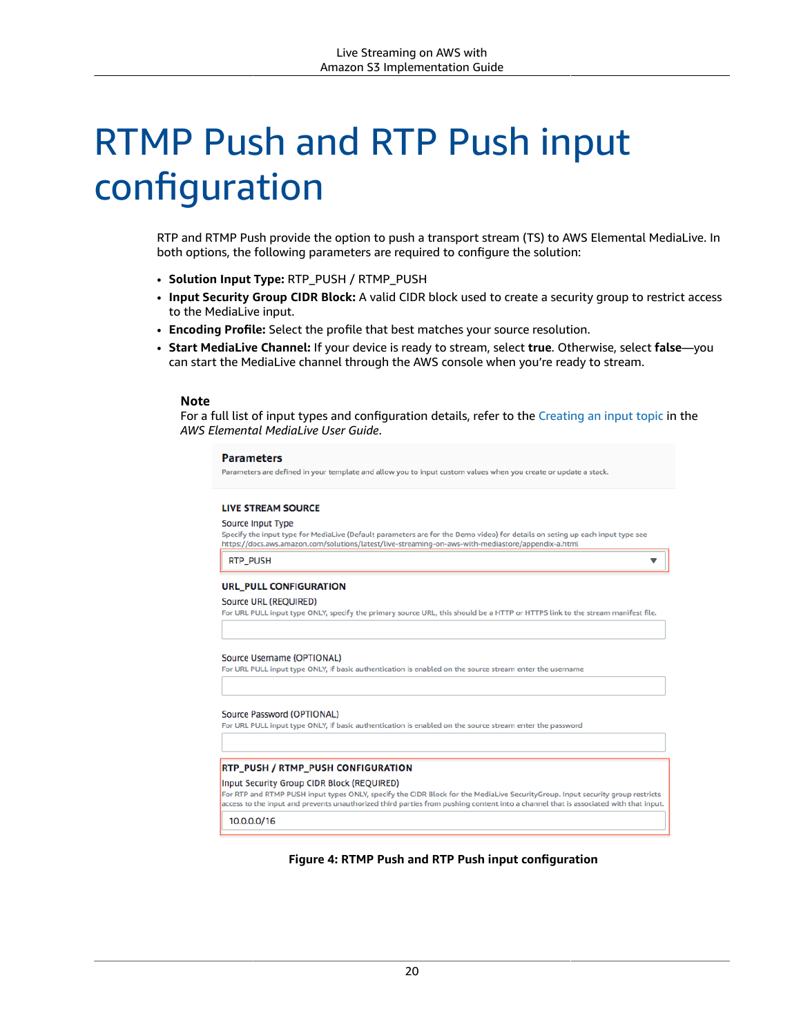# RTMP Push and RTP Push input configuration

RTP and RTMP Push provide the option to push a transport stream (TS) to AWS Elemental MediaLive. In both options, the following parameters are required to configure the solution:

- **Solution Input Type:** RTP_PUSH / RTMP_PUSH
- **Input Security Group CIDR Block:** A valid CIDR block used to create a security group to restrict access to the MediaLive input.
- **Encoding Profile:** Select the profile that best matches your source resolution.
- **Start MediaLive Channel:** If your device is ready to stream, select **true**. Otherwise, select **false**—you can start the MediaLive channel through the AWS console when you're ready to stream.

**Note**

For a full list of input types and configuration details, refer to the Creating an input topic in the *AWS Elemental MediaLive User Guide*.

**Parameters**

Parameters are defined in your template and allow you to input custom values when you create or update a stack.

**LIVE STREAM SOURCE**

Source Input Type

Specify the input type for MediaLive (Default parameters are for the Demo video) for details on seting up each input type see https://docs.aws.amazon.com/solutions/latest/live-streaming-on-aws-with-mediastore/appendix-a.html

RTP_PUSH

**URL_PULL CONFIGURATION**

Source URL (REQUIRED)

For URL PULL input type ONLY, specify the primary source URL, this should be a HTTP or HTTPS link to the stream manifest file.

Source Username (OPTIONAL)

For URL PULL input type ONLY, if basic authentication is enabled on the source stream enter the username

Source Password (OPTIONAL)

For URL PULL input type ONLY, if basic authentication is enabled on the source stream enter the password

**RTP_PUSH / RTMP_PUSH CONFIGURATION**

Input Security Group CIDR Block (REQUIRED)

For RTP and RTMP PUSH input types ONLY, specify the CIDR Block for the MediaLive SecurityGroup. Input security group restricts access to the input and prevents unauthorized third parties from pushing content into a channel that is associated with that input.

10.0.0.0/16

**Figure 4: RTMP Push and RTP Push input configuration**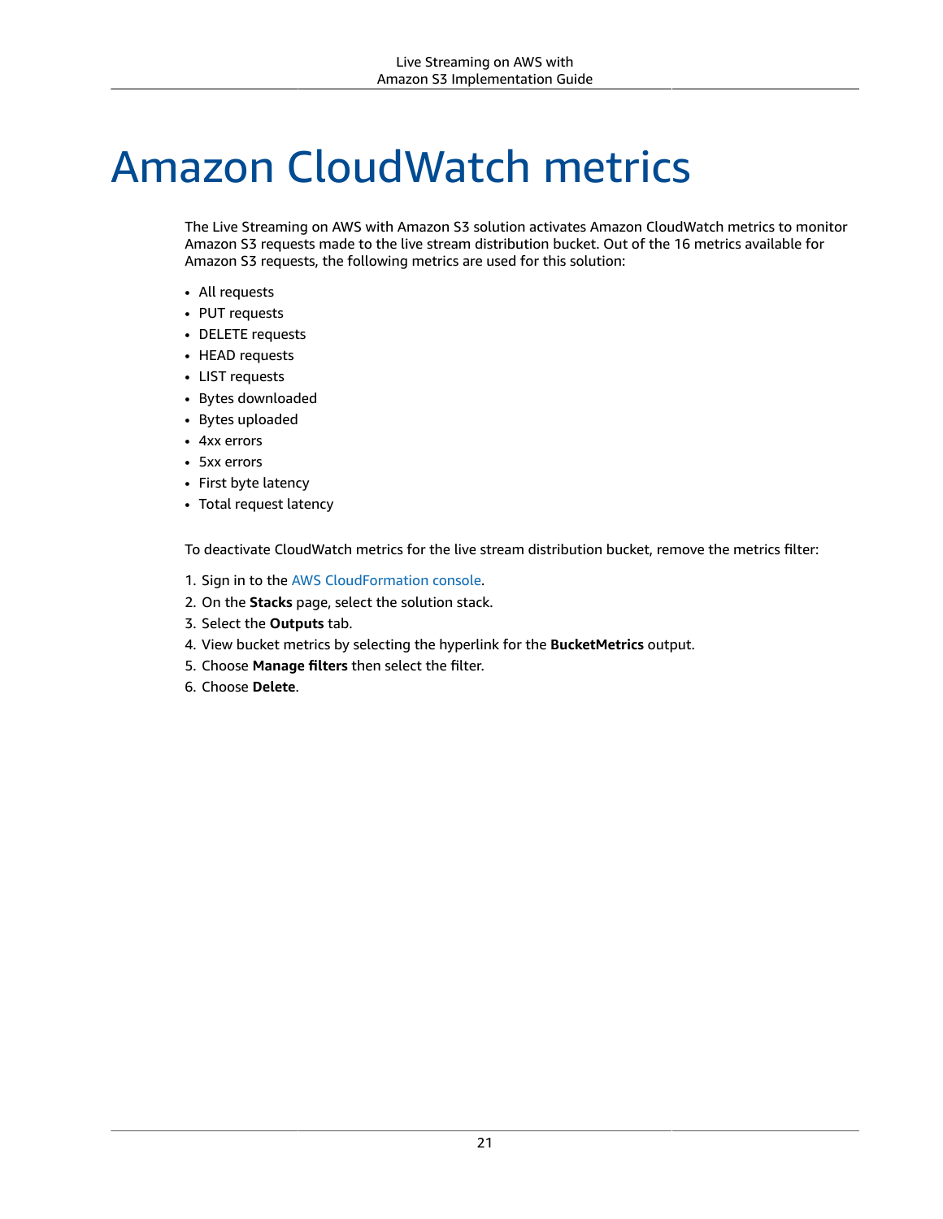# Amazon CloudWatch metrics

The Live Streaming on AWS with Amazon S3 solution activates Amazon CloudWatch metrics to monitor Amazon S3 requests made to the live stream distribution bucket. Out of the 16 metrics available for Amazon S3 requests, the following metrics are used for this solution:

- All requests
- PUT requests
- DELETE requests
- HEAD requests
- LIST requests
- Bytes downloaded
- Bytes uploaded
- 4xx errors
- 5xx errors
- First byte latency
- Total request latency

To deactivate CloudWatch metrics for the live stream distribution bucket, remove the metrics filter:

1. Sign in to the AWS CloudFormation console.
2. On the **Stacks** page, select the solution stack.
3. Select the **Outputs** tab.
4. View bucket metrics by selecting the hyperlink for the **BucketMetrics** output.
5. Choose **Manage filters** then select the filter.
6. Choose **Delete**.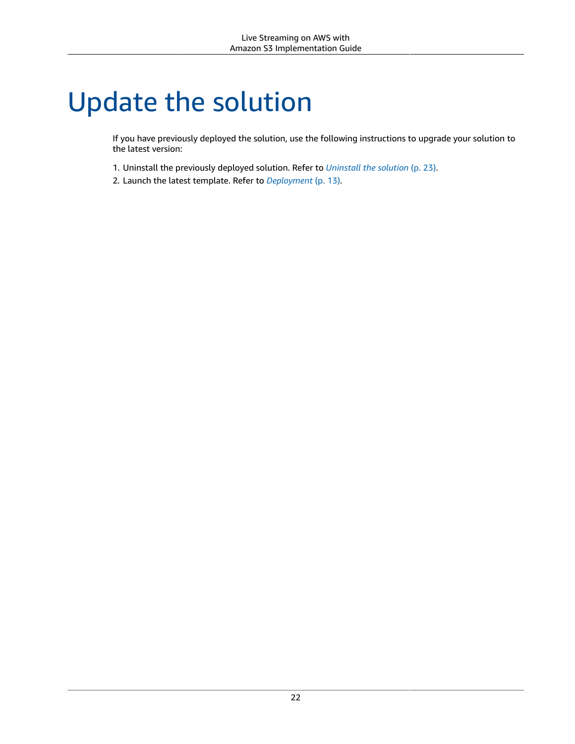# Update the solution

If you have previously deployed the solution, use the following instructions to upgrade your solution to the latest version:

1. Uninstall the previously deployed solution. Refer to *Uninstall the solution* (p. 23).
2. Launch the latest template. Refer to *Deployment* (p. 13).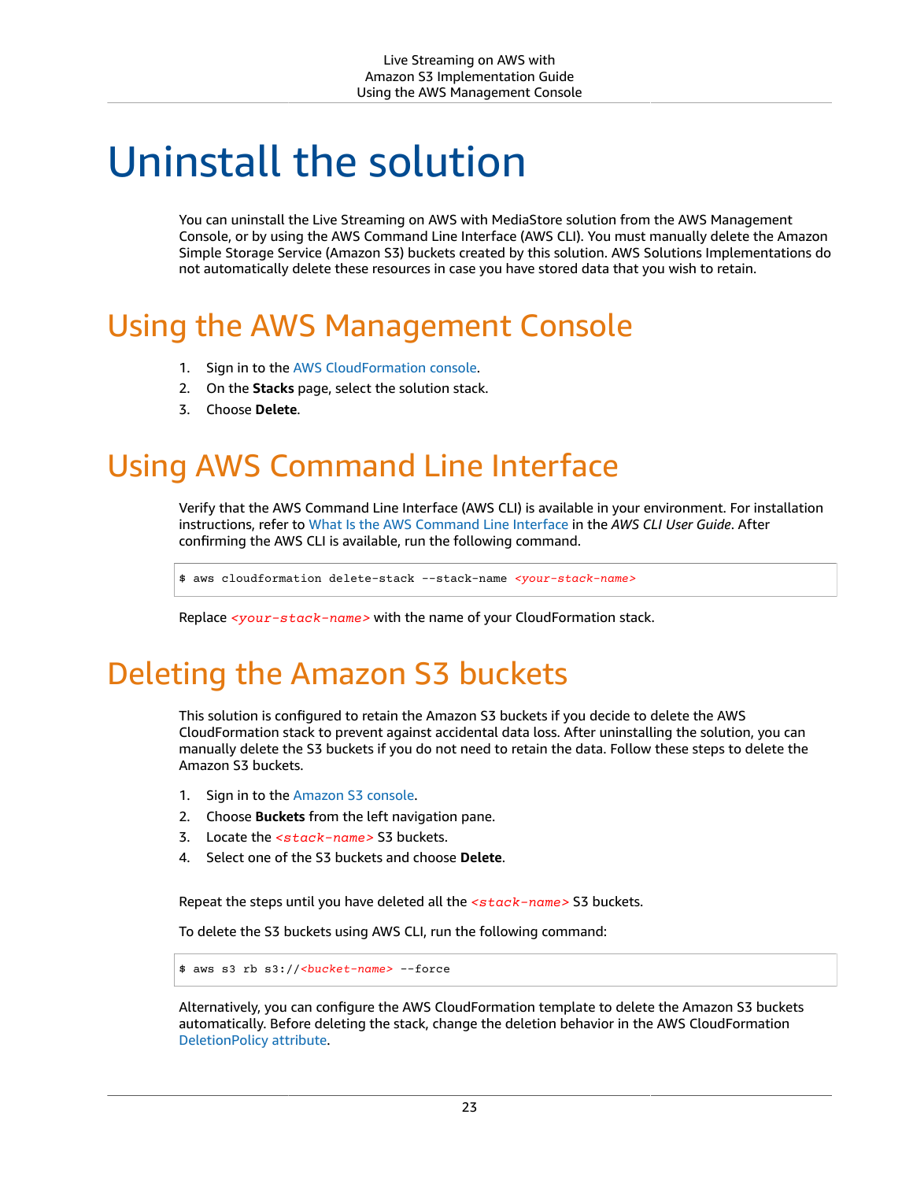# Uninstall the solution

You can uninstall the Live Streaming on AWS with MediaStore solution from the AWS Management Console, or by using the AWS Command Line Interface (AWS CLI). You must manually delete the Amazon Simple Storage Service (Amazon S3) buckets created by this solution. AWS Solutions Implementations do not automatically delete these resources in case you have stored data that you wish to retain.

## Using the AWS Management Console

1. Sign in to the AWS CloudFormation console.
2. On the **Stacks** page, select the solution stack.
3. Choose **Delete**.

## Using AWS Command Line Interface

Verify that the AWS Command Line Interface (AWS CLI) is available in your environment. For installation instructions, refer to What Is the AWS Command Line Interface in the *AWS CLI User Guide*. After confirming the AWS CLI is available, run the following command.

```
$ aws cloudformation delete-stack --stack-name <your-stack-name>
```

Replace *<your-stack-name>* with the name of your CloudFormation stack.

## Deleting the Amazon S3 buckets

This solution is configured to retain the Amazon S3 buckets if you decide to delete the AWS CloudFormation stack to prevent against accidental data loss. After uninstalling the solution, you can manually delete the S3 buckets if you do not need to retain the data. Follow these steps to delete the Amazon S3 buckets.

1. Sign in to the Amazon S3 console.
2. Choose **Buckets** from the left navigation pane.
3. Locate the *<stack-name>* S3 buckets.
4. Select one of the S3 buckets and choose **Delete**.

Repeat the steps until you have deleted all the *<stack-name>* S3 buckets.

To delete the S3 buckets using AWS CLI, run the following command:

```
$ aws s3 rb s3://<bucket-name> --force
```

Alternatively, you can configure the AWS CloudFormation template to delete the Amazon S3 buckets automatically. Before deleting the stack, change the deletion behavior in the AWS CloudFormation DeletionPolicy attribute.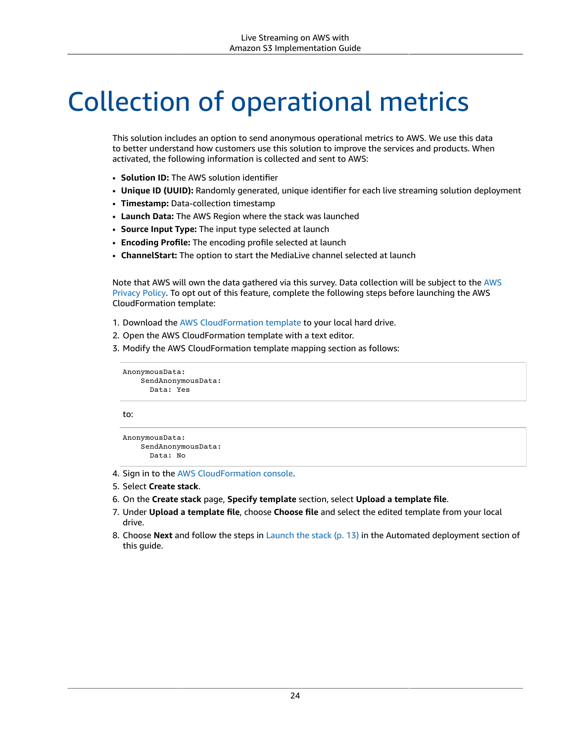# Collection of operational metrics

This solution includes an option to send anonymous operational metrics to AWS. We use this data to better understand how customers use this solution to improve the services and products. When activated, the following information is collected and sent to AWS:

- **Solution ID:** The AWS solution identifier
- **Unique ID (UUID):** Randomly generated, unique identifier for each live streaming solution deployment
- **Timestamp:** Data-collection timestamp
- **Launch Data:** The AWS Region where the stack was launched
- **Source Input Type:** The input type selected at launch
- **Encoding Profile:** The encoding profile selected at launch
- **ChannelStart:** The option to start the MediaLive channel selected at launch

Note that AWS will own the data gathered via this survey. Data collection will be subject to the AWS Privacy Policy. To opt out of this feature, complete the following steps before launching the AWS CloudFormation template:

1. Download the AWS CloudFormation template to your local hard drive.
2. Open the AWS CloudFormation template with a text editor.
3. Modify the AWS CloudFormation template mapping section as follows:

```
AnonymousData:
    SendAnonymousData:
      Data: Yes
```

   to:

```
AnonymousData:
    SendAnonymousData:
      Data: No
```

4. Sign in to the AWS CloudFormation console.
5. Select **Create stack**.
6. On the **Create stack** page, **Specify template** section, select **Upload a template file**.
7. Under **Upload a template file**, choose **Choose file** and select the edited template from your local drive.
8. Choose **Next** and follow the steps in Launch the stack (p. 13) in the Automated deployment section of this guide.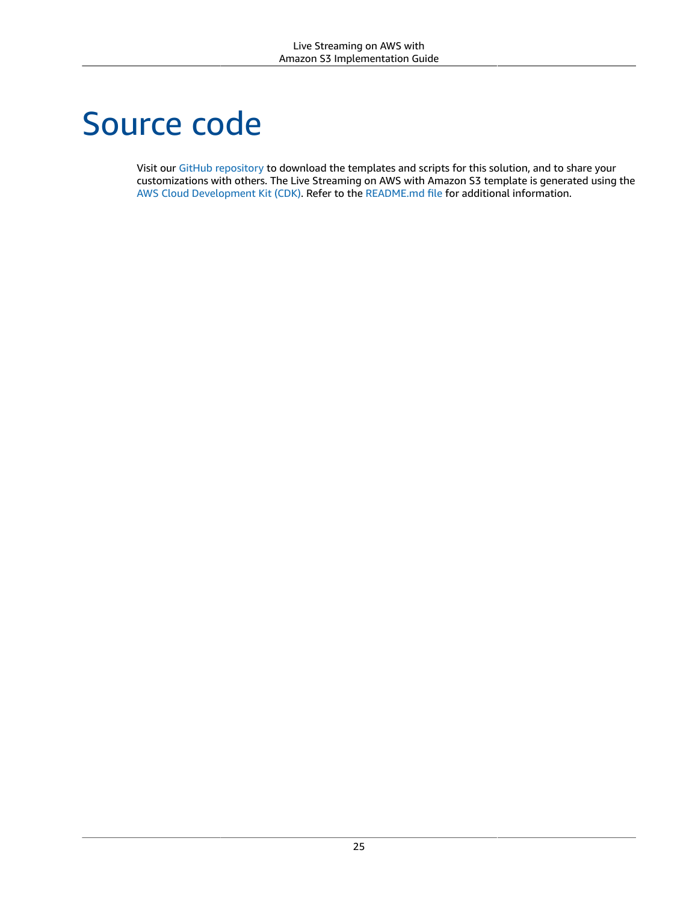# Source code

Visit our GitHub repository to download the templates and scripts for this solution, and to share your customizations with others. The Live Streaming on AWS with Amazon S3 template is generated using the AWS Cloud Development Kit (CDK). Refer to the README.md file for additional information.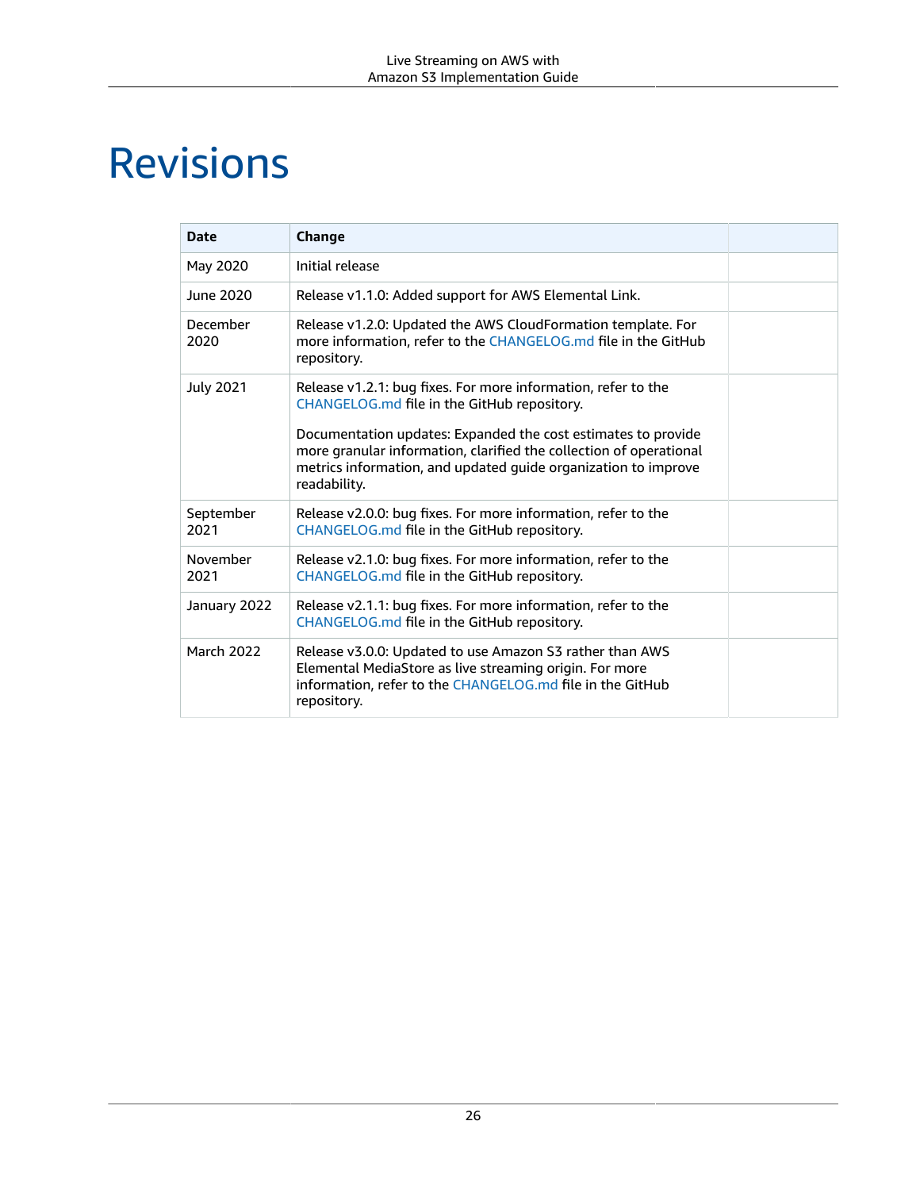# Revisions

| Date | Change | |
| --- | --- | --- |
| May 2020 | Initial release | |
| June 2020 | Release v1.1.0: Added support for AWS Elemental Link. | |
| December 2020 | Release v1.2.0: Updated the AWS CloudFormation template. For more information, refer to the CHANGELOG.md file in the GitHub repository. | |
| July 2021 | Release v1.2.1: bug fixes. For more information, refer to the CHANGELOG.md file in the GitHub repository.<br><br>Documentation updates: Expanded the cost estimates to provide more granular information, clarified the collection of operational metrics information, and updated guide organization to improve readability. | |
| September 2021 | Release v2.0.0: bug fixes. For more information, refer to the CHANGELOG.md file in the GitHub repository. | |
| November 2021 | Release v2.1.0: bug fixes. For more information, refer to the CHANGELOG.md file in the GitHub repository. | |
| January 2022 | Release v2.1.1: bug fixes. For more information, refer to the CHANGELOG.md file in the GitHub repository. | |
| March 2022 | Release v3.0.0: Updated to use Amazon S3 rather than AWS Elemental MediaStore as live streaming origin. For more information, refer to the CHANGELOG.md file in the GitHub repository. | |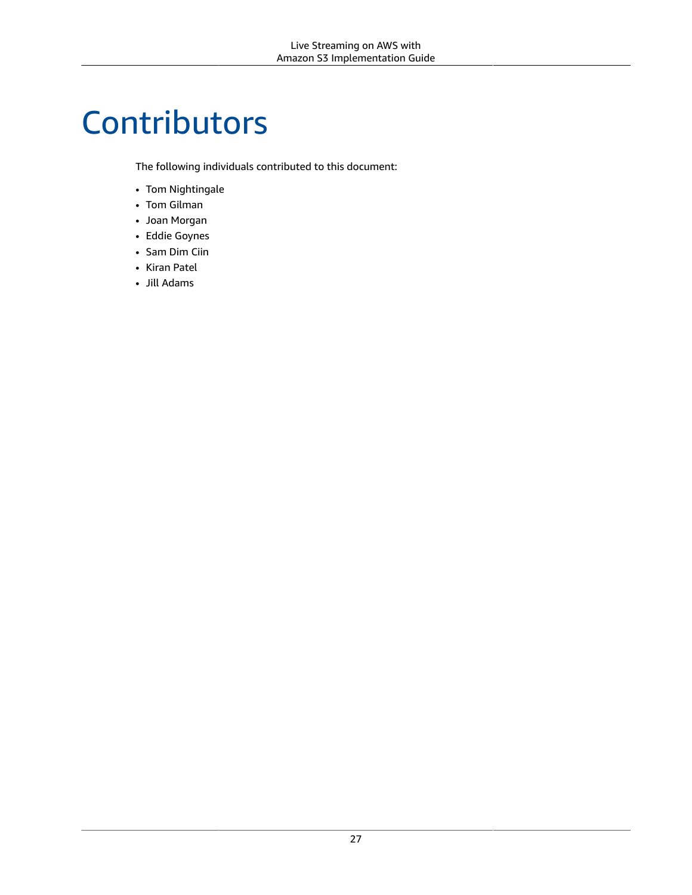# Contributors

The following individuals contributed to this document:

- Tom Nightingale
- Tom Gilman
- Joan Morgan
- Eddie Goynes
- Sam Dim Ciin
- Kiran Patel
- Jill Adams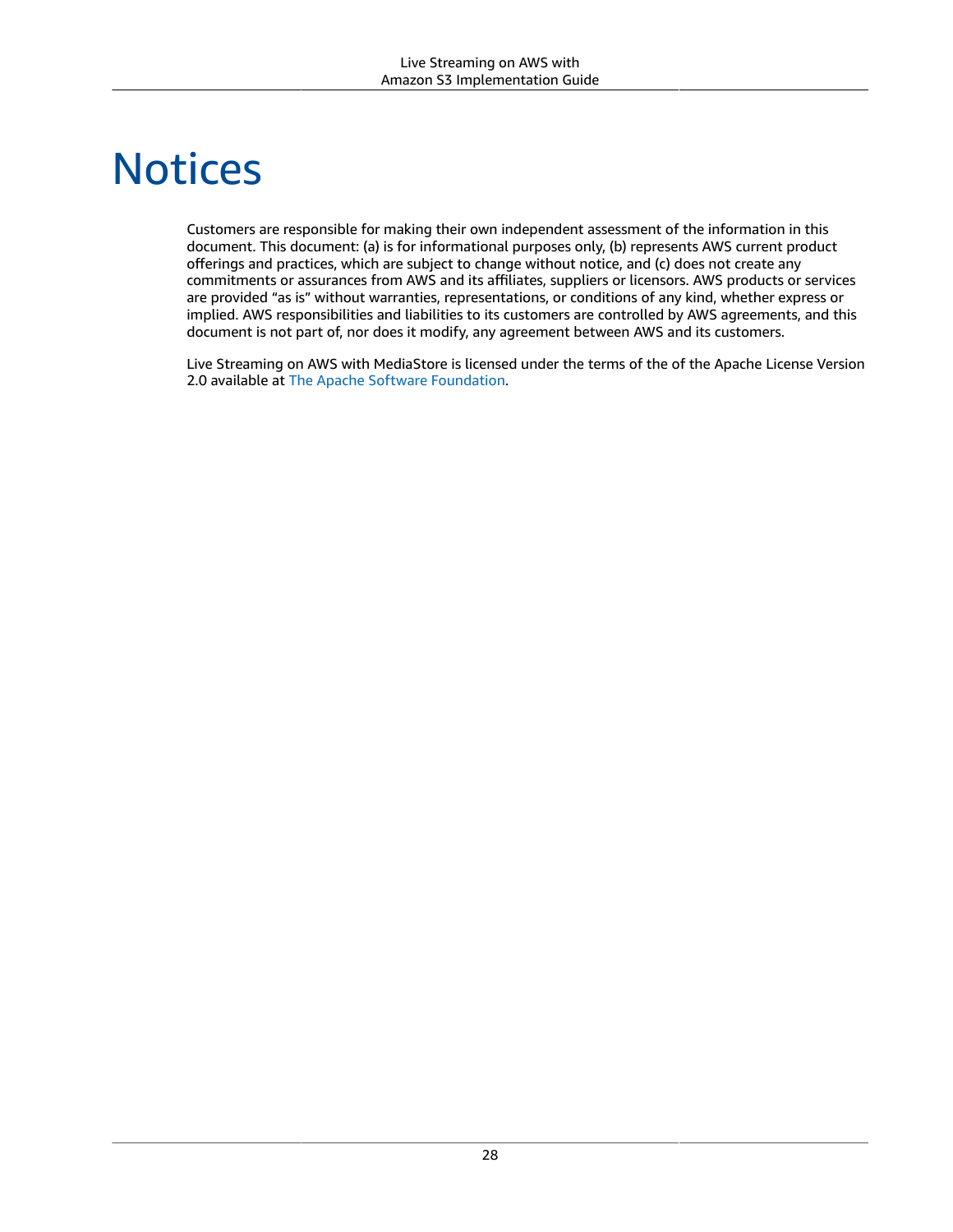# Notices

Customers are responsible for making their own independent assessment of the information in this document. This document: (a) is for informational purposes only, (b) represents AWS current product offerings and practices, which are subject to change without notice, and (c) does not create any commitments or assurances from AWS and its affiliates, suppliers or licensors. AWS products or services are provided "as is" without warranties, representations, or conditions of any kind, whether express or implied. AWS responsibilities and liabilities to its customers are controlled by AWS agreements, and this document is not part of, nor does it modify, any agreement between AWS and its customers.

Live Streaming on AWS with MediaStore is licensed under the terms of the of the Apache License Version 2.0 available at The Apache Software Foundation.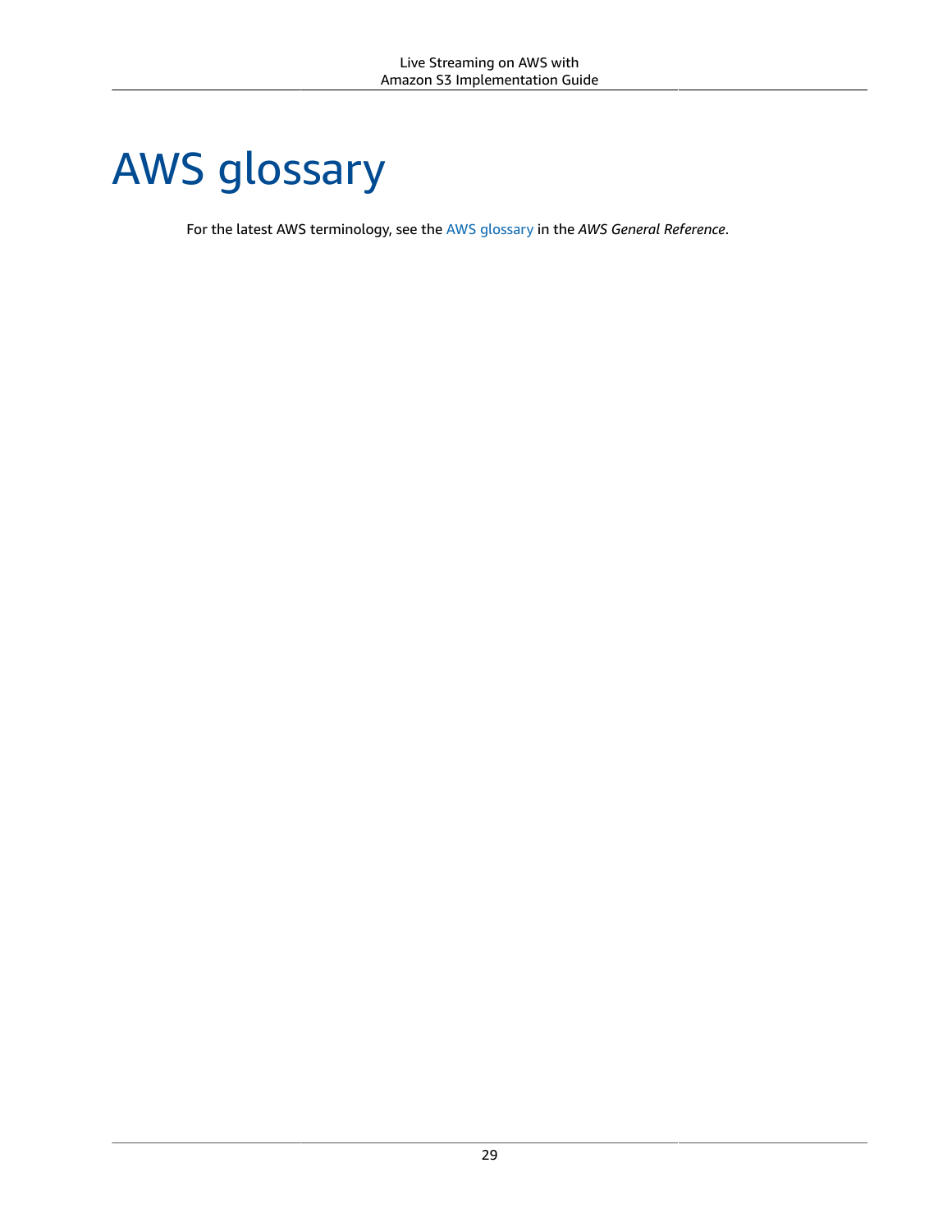# AWS glossary

For the latest AWS terminology, see the AWS glossary in the *AWS General Reference*.